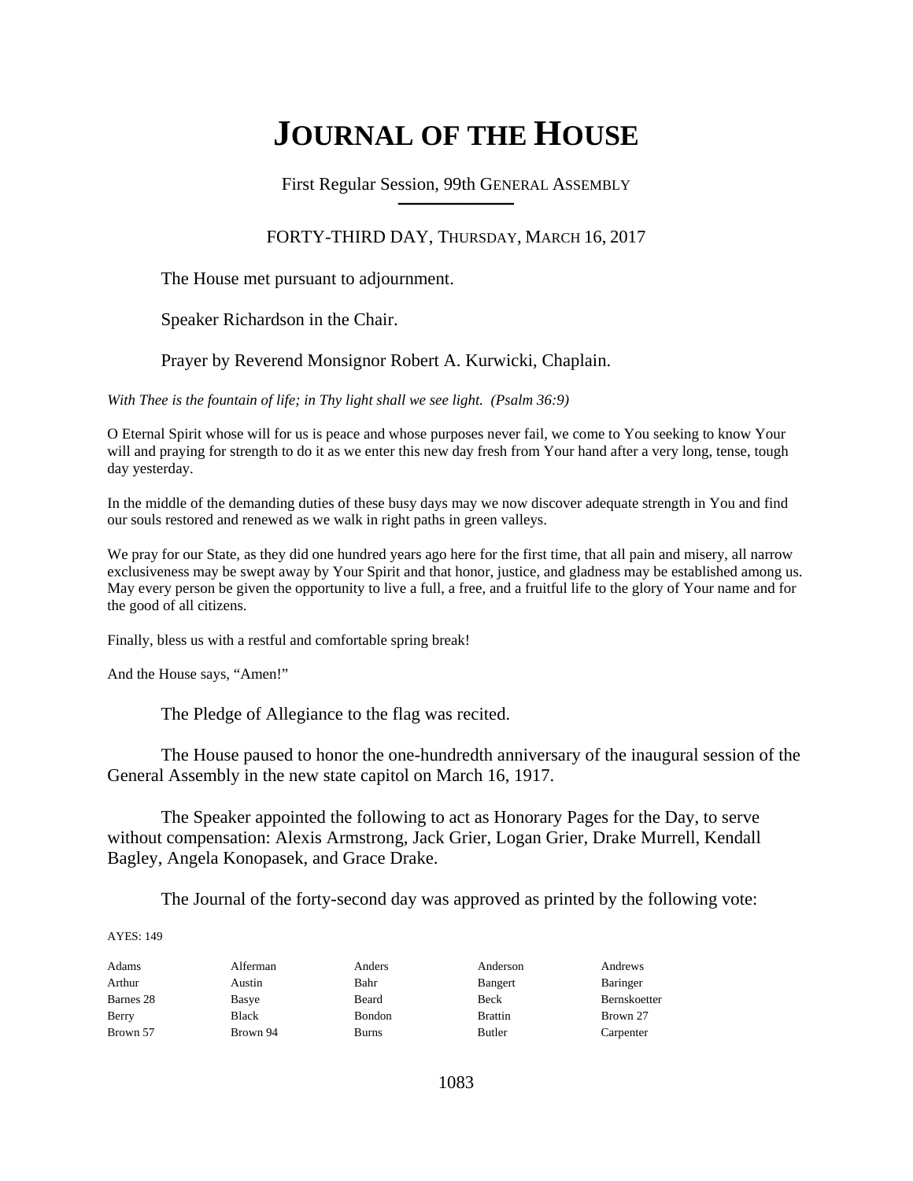# JOURNAL OF THE HOUSE

First Regular Session, 99th GENERAL ASSEMBLY

FORTY-THIRD DAY, THURSDAY, MARCH 16, 2017

The House met pursuant to adjournment.

Speaker Richardson in the Chair.

Prayer by Reverend Monsignor Robert A. Kurwicki, Chaplain.

*With Thee is the fountain of life; in Thy light shall we see light. (Psalm 36:9)*

O Eternal Spirit whose will for us is peace and whose purposes never fail, we come to You seeking to know Your will and praying for strength to do it as we enter this new day fresh from Your hand after a very long, tense, tough day yesterday.

In the middle of the demanding duties of these busy days may we now discover adequate strength in You and find our souls restored and renewed as we walk in right paths in green valleys.

We pray for our State, as they did one hundred years ago here for the first time, that all pain and misery, all narrow exclusiveness may be swept away by Your Spirit and that honor, justice, and gladness may be established among us. May every person be given the opportunity to live a full, a free, and a fruitful life to the glory of Your name and for the good of all citizens.

Finally, bless us with a restful and comfortable spring break!

And the House says, "Amen!"

The Pledge of Allegiance to the flag was recited.

The House paused to honor the one-hundredth anniversary of the inaugural session of the General Assembly in the new state capitol on March 16, 1917.

The Speaker appointed the following to act as Honorary Pages for the Day, to serve without compensation: Alexis Armstrong, Jack Grier, Logan Grier, Drake Murrell, Kendall Bagley, Angela Konopasek, and Grace Drake.

The Journal of the forty-second day was approved as printed by the following vote:

AYES: 149

| | | | | |
|---|---|---|---|---|
| Adams | Alferman | Anders | Anderson | Andrews |
| Arthur | Austin | Bahr | Bangert | Baringer |
| Barnes 28 | Basye | Beard | Beck | Bernskoetter |
| Berry | Black | Bondon | Brattin | Brown 27 |
| Brown 57 | Brown 94 | Burns | Butler | Carpenter |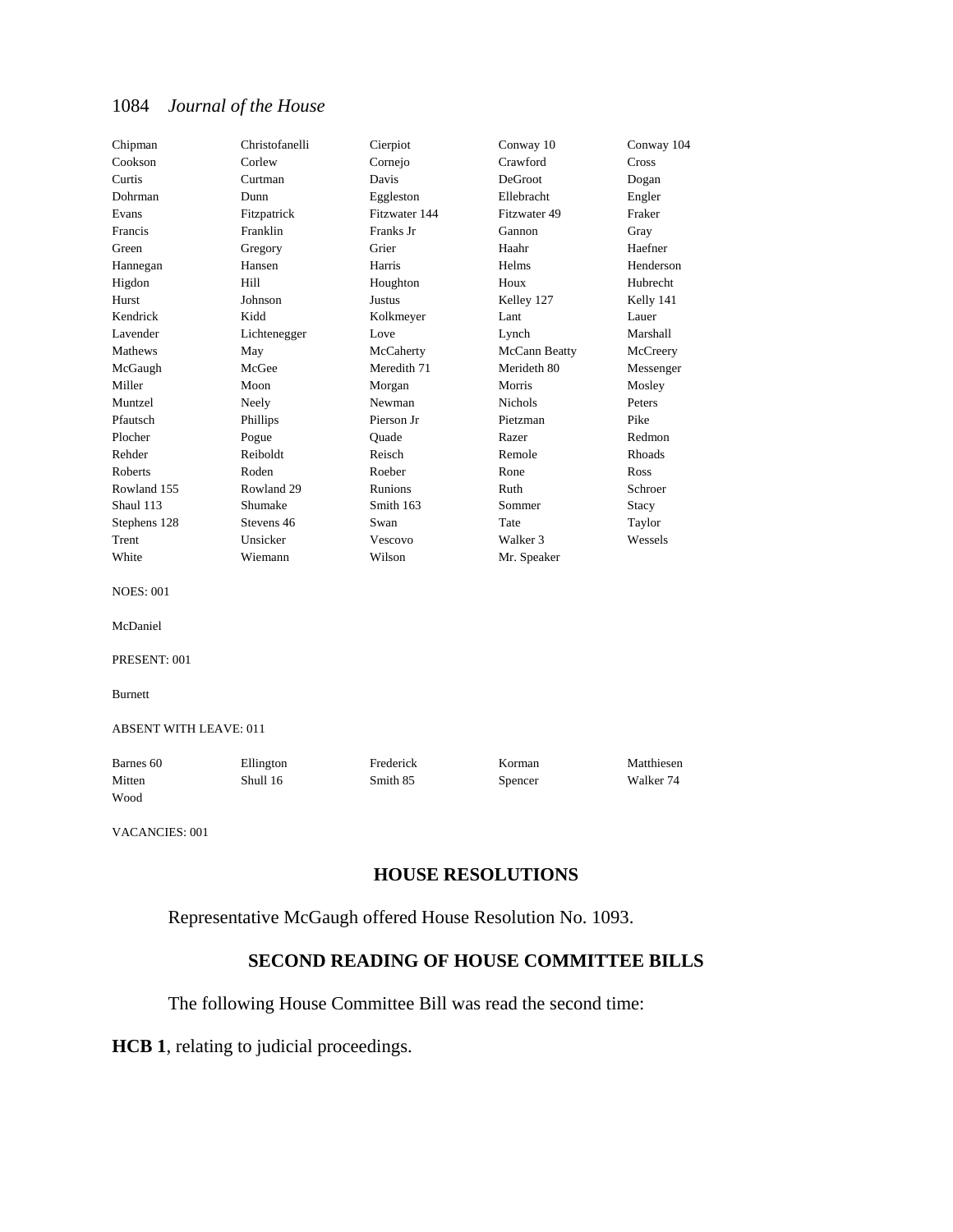| | | | | |
|---|---|---|---|---|
| Chipman | Christofanelli | Cierpiot | Conway 10 | Conway 104 |
| Cookson | Corlew | Cornejo | Crawford | Cross |
| Curtis | Curtman | Davis | DeGroot | Dogan |
| Dohrman | Dunn | Eggleston | Ellebracht | Engler |
| Evans | Fitzpatrick | Fitzwater 144 | Fitzwater 49 | Fraker |
| Francis | Franklin | Franks Jr | Gannon | Gray |
| Green | Gregory | Grier | Haahr | Haefner |
| Hannegan | Hansen | Harris | Helms | Henderson |
| Higdon | Hill | Houghton | Houx | Hubrecht |
| Hurst | Johnson | Justus | Kelley 127 | Kelly 141 |
| Kendrick | Kidd | Kolkmeyer | Lant | Lauer |
| Lavender | Lichtenegger | Love | Lynch | Marshall |
| Mathews | May | McCaherty | McCann Beatty | McCreery |
| McGaugh | McGee | Meredith 71 | Merideth 80 | Messenger |
| Miller | Moon | Morgan | Morris | Mosley |
| Muntzel | Neely | Newman | Nichols | Peters |
| Pfautsch | Phillips | Pierson Jr | Pietzman | Pike |
| Plocher | Pogue | Quade | Razer | Redmon |
| Rehder | Reiboldt | Reisch | Remole | Rhoads |
| Roberts | Roden | Roeber | Rone | Ross |
| Rowland 155 | Rowland 29 | Runions | Ruth | Schroer |
| Shaul 113 | Shumake | Smith 163 | Sommer | Stacy |
| Stephens 128 | Stevens 46 | Swan | Tate | Taylor |
| Trent | Unsicker | Vescovo | Walker 3 | Wessels |
| White | Wiemann | Wilson | Mr. Speaker | |

NOES: 001

McDaniel

PRESENT: 001

Burnett

ABSENT WITH LEAVE: 011

| | | | | |
|---|---|---|---|---|
| Barnes 60 | Ellington | Frederick | Korman | Matthiesen |
| Mitten | Shull 16 | Smith 85 | Spencer | Walker 74 |
| Wood | | | | |

VACANCIES: 001

## HOUSE RESOLUTIONS

Representative McGaugh offered House Resolution No. 1093.

## SECOND READING OF HOUSE COMMITTEE BILLS

The following House Committee Bill was read the second time:

**HCB 1**, relating to judicial proceedings.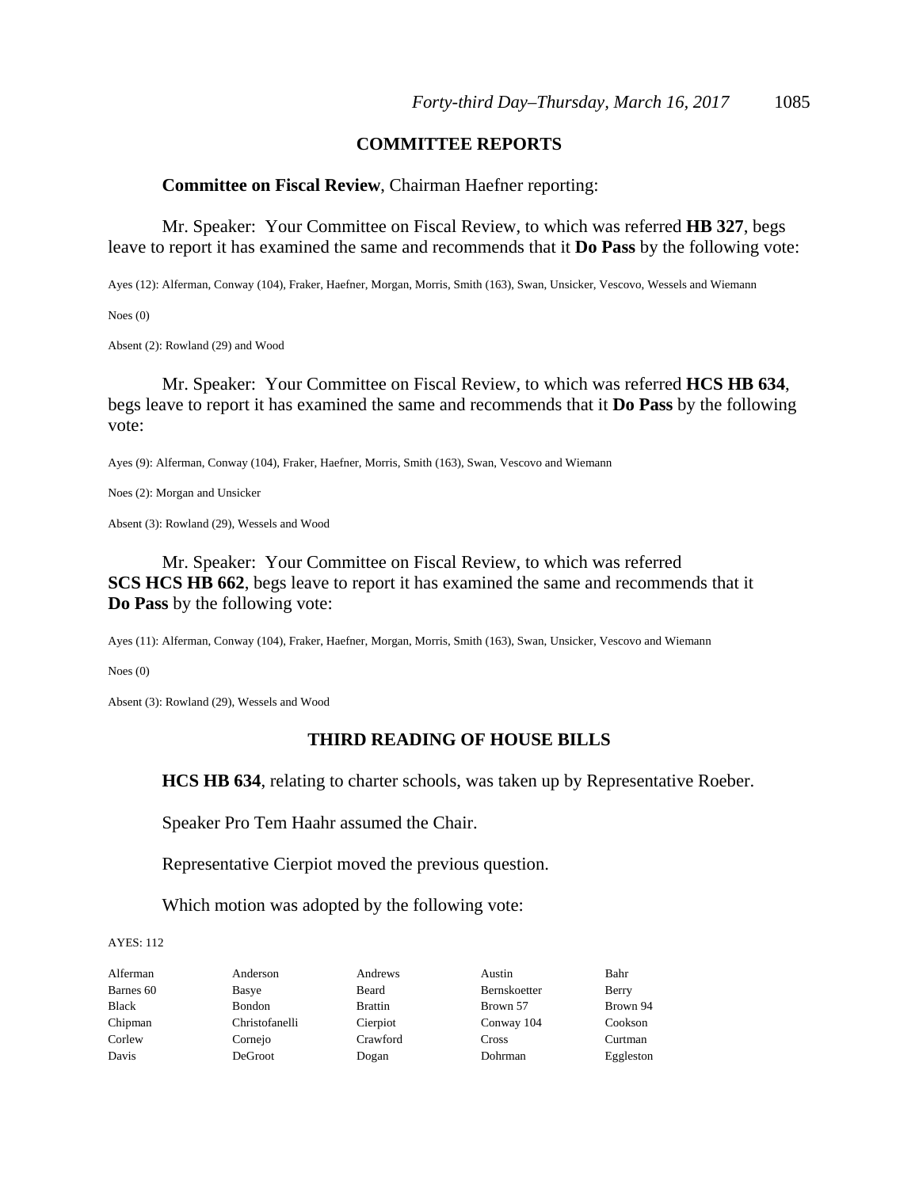## COMMITTEE REPORTS

**Committee on Fiscal Review**, Chairman Haefner reporting:

Mr. Speaker: Your Committee on Fiscal Review, to which was referred **HB 327**, begs leave to report it has examined the same and recommends that it **Do Pass** by the following vote:

Ayes (12): Alferman, Conway (104), Fraker, Haefner, Morgan, Morris, Smith (163), Swan, Unsicker, Vescovo, Wessels and Wiemann

Noes (0)

Absent (2): Rowland (29) and Wood

Mr. Speaker: Your Committee on Fiscal Review, to which was referred **HCS HB 634**, begs leave to report it has examined the same and recommends that it **Do Pass** by the following vote:

Ayes (9): Alferman, Conway (104), Fraker, Haefner, Morris, Smith (163), Swan, Vescovo and Wiemann

Noes (2): Morgan and Unsicker

Absent (3): Rowland (29), Wessels and Wood

Mr. Speaker: Your Committee on Fiscal Review, to which was referred **SCS HCS HB 662**, begs leave to report it has examined the same and recommends that it **Do Pass** by the following vote:

Ayes (11): Alferman, Conway (104), Fraker, Haefner, Morgan, Morris, Smith (163), Swan, Unsicker, Vescovo and Wiemann

Noes (0)

Absent (3): Rowland (29), Wessels and Wood

## THIRD READING OF HOUSE BILLS

**HCS HB 634**, relating to charter schools, was taken up by Representative Roeber.

Speaker Pro Tem Haahr assumed the Chair.

Representative Cierpiot moved the previous question.

Which motion was adopted by the following vote:

AYES: 112

| | | | | |
|---|---|---|---|---|
| Alferman | Anderson | Andrews | Austin | Bahr |
| Barnes 60 | Basye | Beard | Bernskoetter | Berry |
| Black | Bondon | Brattin | Brown 57 | Brown 94 |
| Chipman | Christofanelli | Cierpiot | Conway 104 | Cookson |
| Corlew | Cornejo | Crawford | Cross | Curtman |
| Davis | DeGroot | Dogan | Dohrman | Eggleston |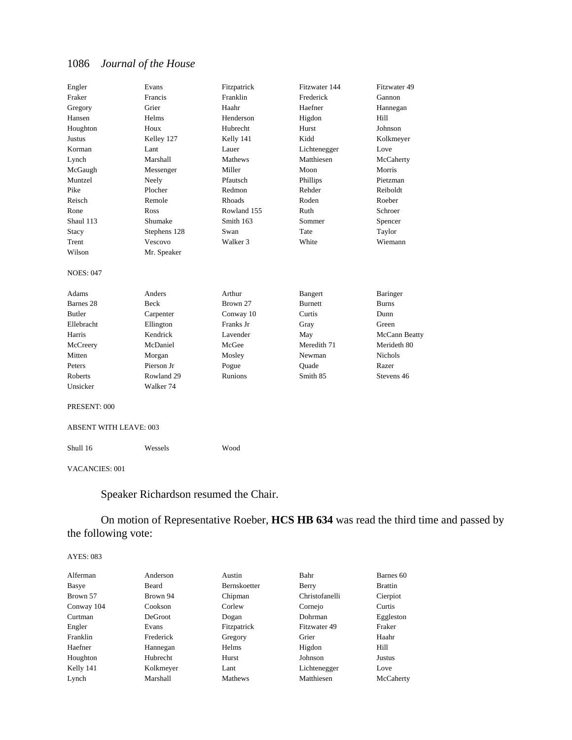| | | | | |
|---|---|---|---|---|
| Engler | Evans | Fitzpatrick | Fitzwater 144 | Fitzwater 49 |
| Fraker | Francis | Franklin | Frederick | Gannon |
| Gregory | Grier | Haahr | Haefner | Hannegan |
| Hansen | Helms | Henderson | Higdon | Hill |
| Houghton | Houx | Hubrecht | Hurst | Johnson |
| Justus | Kelley 127 | Kelly 141 | Kidd | Kolkmeyer |
| Korman | Lant | Lauer | Lichtenegger | Love |
| Lynch | Marshall | Mathews | Matthiesen | McCaherty |
| McGaugh | Messenger | Miller | Moon | Morris |
| Muntzel | Neely | Pfautsch | Phillips | Pietzman |
| Pike | Plocher | Redmon | Rehder | Reiboldt |
| Reisch | Remole | Rhoads | Roden | Roeber |
| Rone | Ross | Rowland 155 | Ruth | Schroer |
| Shaul 113 | Shumake | Smith 163 | Sommer | Spencer |
| Stacy | Stephens 128 | Swan | Tate | Taylor |
| Trent | Vescovo | Walker 3 | White | Wiemann |
| Wilson | Mr. Speaker | | | |

NOES: 047

| | | | | |
|---|---|---|---|---|
| Adams | Anders | Arthur | Bangert | Baringer |
| Barnes 28 | Beck | Brown 27 | Burnett | Burns |
| Butler | Carpenter | Conway 10 | Curtis | Dunn |
| Ellebracht | Ellington | Franks Jr | Gray | Green |
| Harris | Kendrick | Lavender | May | McCann Beatty |
| McCreery | McDaniel | McGee | Meredith 71 | Merideth 80 |
| Mitten | Morgan | Mosley | Newman | Nichols |
| Peters | Pierson Jr | Pogue | Quade | Razer |
| Roberts | Rowland 29 | Runions | Smith 85 | Stevens 46 |
| Unsicker | Walker 74 | | | |

PRESENT: 000

ABSENT WITH LEAVE: 003

| | | |
|---|---|---|
| Shull 16 | Wessels | Wood |

VACANCIES: 001

Speaker Richardson resumed the Chair.

On motion of Representative Roeber, **HCS HB 634** was read the third time and passed by the following vote:

AYES: 083

| | | | | |
|---|---|---|---|---|
| Alferman | Anderson | Austin | Bahr | Barnes 60 |
| Basye | Beard | Bernskoetter | Berry | Brattin |
| Brown 57 | Brown 94 | Chipman | Christofanelli | Cierpiot |
| Conway 104 | Cookson | Corlew | Cornejo | Curtis |
| Curtman | DeGroot | Dogan | Dohrman | Eggleston |
| Engler | Evans | Fitzpatrick | Fitzwater 49 | Fraker |
| Franklin | Frederick | Gregory | Grier | Haahr |
| Haefner | Hannegan | Helms | Higdon | Hill |
| Houghton | Hubrecht | Hurst | Johnson | Justus |
| Kelly 141 | Kolkmeyer | Lant | Lichtenegger | Love |
| Lynch | Marshall | Mathews | Matthiesen | McCaherty |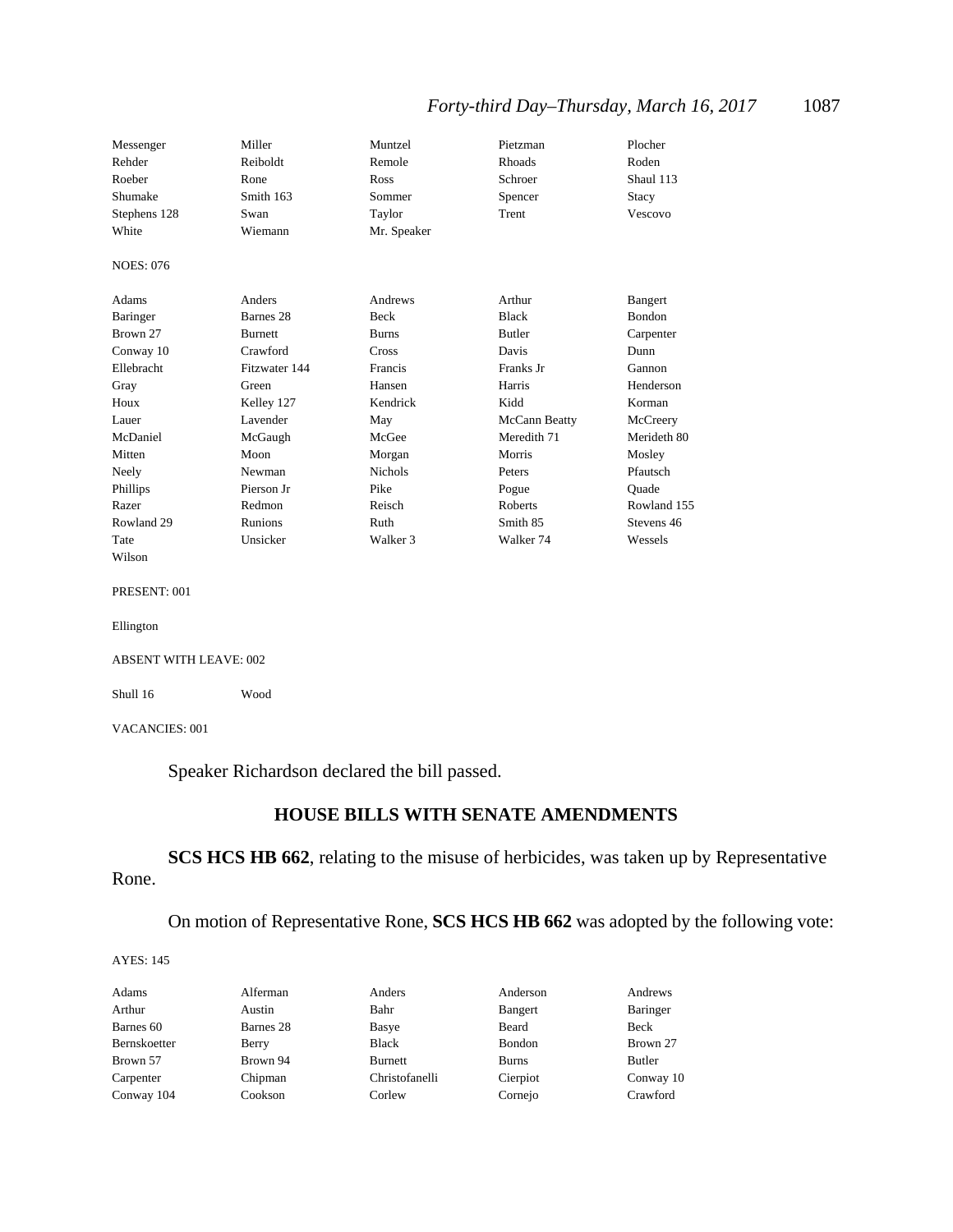| | | | | |
|---|---|---|---|---|
| Messenger | Miller | Muntzel | Pietzman | Plocher |
| Rehder | Reiboldt | Remole | Rhoads | Roden |
| Roeber | Rone | Ross | Schroer | Shaul 113 |
| Shumake | Smith 163 | Sommer | Spencer | Stacy |
| Stephens 128 | Swan | Taylor | Trent | Vescovo |
| White | Wiemann | Mr. Speaker | | |

NOES: 076

| | | | | |
|---|---|---|---|---|
| Adams | Anders | Andrews | Arthur | Bangert |
| Baringer | Barnes 28 | Beck | Black | Bondon |
| Brown 27 | Burnett | Burns | Butler | Carpenter |
| Conway 10 | Crawford | Cross | Davis | Dunn |
| Ellebracht | Fitzwater 144 | Francis | Franks Jr | Gannon |
| Gray | Green | Hansen | Harris | Henderson |
| Houx | Kelley 127 | Kendrick | Kidd | Korman |
| Lauer | Lavender | May | McCann Beatty | McCreery |
| McDaniel | McGaugh | McGee | Meredith 71 | Merideth 80 |
| Mitten | Moon | Morgan | Morris | Mosley |
| Neely | Newman | Nichols | Peters | Pfautsch |
| Phillips | Pierson Jr | Pike | Pogue | Quade |
| Razer | Redmon | Reisch | Roberts | Rowland 155 |
| Rowland 29 | Runions | Ruth | Smith 85 | Stevens 46 |
| Tate | Unsicker | Walker 3 | Walker 74 | Wessels |
| Wilson | | | | |

PRESENT: 001

Ellington

ABSENT WITH LEAVE: 002

Shull 16 Wood

VACANCIES: 001

Speaker Richardson declared the bill passed.

## HOUSE BILLS WITH SENATE AMENDMENTS

**SCS HCS HB 662**, relating to the misuse of herbicides, was taken up by Representative Rone.

On motion of Representative Rone, **SCS HCS HB 662** was adopted by the following vote:

AYES: 145

| | | | | |
|---|---|---|---|---|
| Adams | Alferman | Anders | Anderson | Andrews |
| Arthur | Austin | Bahr | Bangert | Baringer |
| Barnes 60 | Barnes 28 | Basye | Beard | Beck |
| Bernskoetter | Berry | Black | Bondon | Brown 27 |
| Brown 57 | Brown 94 | Burnett | Burns | Butler |
| Carpenter | Chipman | Christofanelli | Cierpiot | Conway 10 |
| Conway 104 | Cookson | Corlew | Cornejo | Crawford |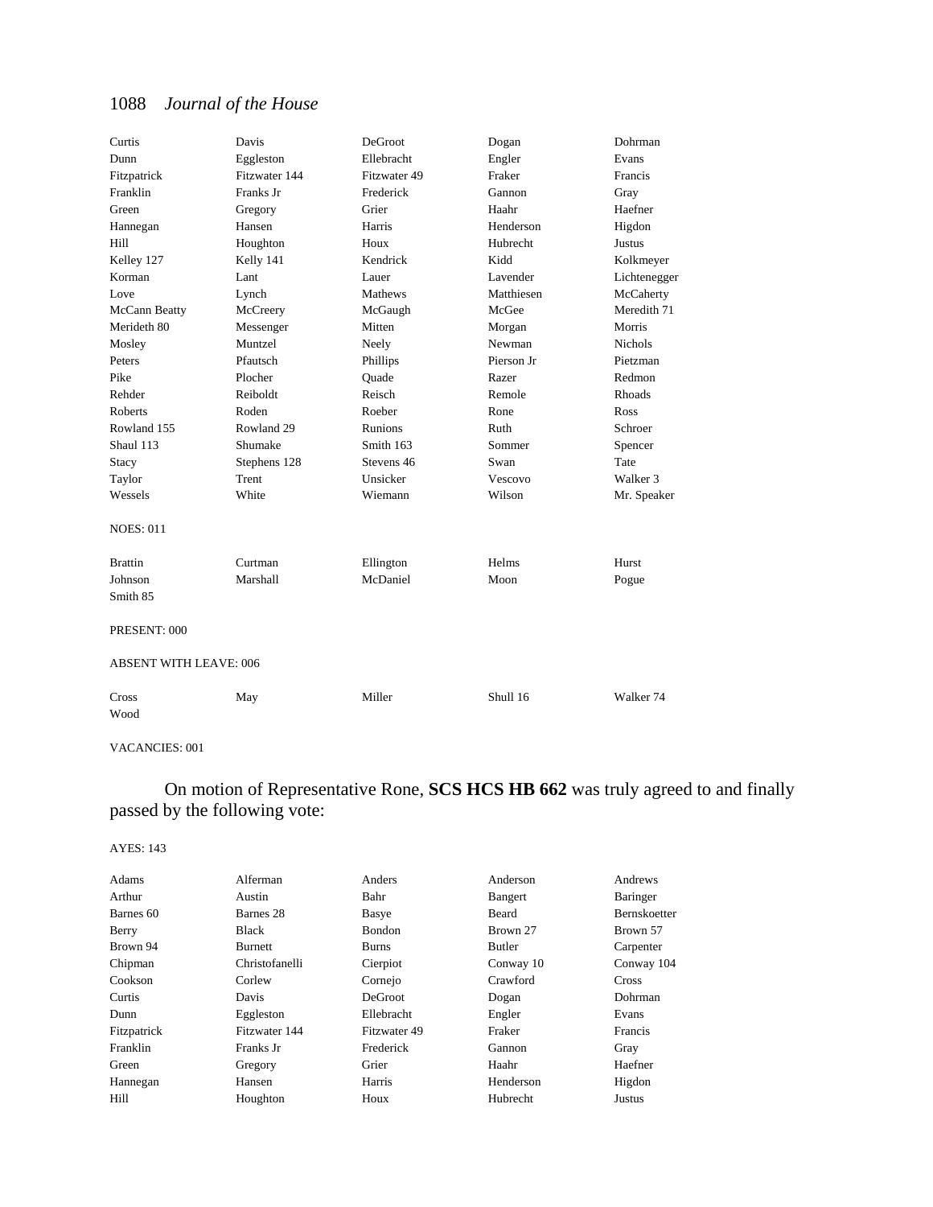| | | | | |
|---|---|---|---|---|
| Curtis | Davis | DeGroot | Dogan | Dohrman |
| Dunn | Eggleston | Ellebracht | Engler | Evans |
| Fitzpatrick | Fitzwater 144 | Fitzwater 49 | Fraker | Francis |
| Franklin | Franks Jr | Frederick | Gannon | Gray |
| Green | Gregory | Grier | Haahr | Haefner |
| Hannegan | Hansen | Harris | Henderson | Higdon |
| Hill | Houghton | Houx | Hubrecht | Justus |
| Kelley 127 | Kelly 141 | Kendrick | Kidd | Kolkmeyer |
| Korman | Lant | Lauer | Lavender | Lichtenegger |
| Love | Lynch | Mathews | Matthiesen | McCaherty |
| McCann Beatty | McCreery | McGaugh | McGee | Meredith 71 |
| Merideth 80 | Messenger | Mitten | Morgan | Morris |
| Mosley | Muntzel | Neely | Newman | Nichols |
| Peters | Pfautsch | Phillips | Pierson Jr | Pietzman |
| Pike | Plocher | Quade | Razer | Redmon |
| Rehder | Reiboldt | Reisch | Remole | Rhoads |
| Roberts | Roden | Roeber | Rone | Ross |
| Rowland 155 | Rowland 29 | Runions | Ruth | Schroer |
| Shaul 113 | Shumake | Smith 163 | Sommer | Spencer |
| Stacy | Stephens 128 | Stevens 46 | Swan | Tate |
| Taylor | Trent | Unsicker | Vescovo | Walker 3 |
| Wessels | White | Wiemann | Wilson | Mr. Speaker |

NOES: 011

| | | | | |
|---|---|---|---|---|
| Brattin | Curtman | Ellington | Helms | Hurst |
| Johnson | Marshall | McDaniel | Moon | Pogue |
| Smith 85 | | | | |

PRESENT: 000

ABSENT WITH LEAVE: 006

| | | | | |
|---|---|---|---|---|
| Cross | May | Miller | Shull 16 | Walker 74 |
| Wood | | | | |

VACANCIES: 001

On motion of Representative Rone, **SCS HCS HB 662** was truly agreed to and finally passed by the following vote:

AYES: 143

| | | | | |
|---|---|---|---|---|
| Adams | Alferman | Anders | Anderson | Andrews |
| Arthur | Austin | Bahr | Bangert | Baringer |
| Barnes 60 | Barnes 28 | Basye | Beard | Bernskoetter |
| Berry | Black | Bondon | Brown 27 | Brown 57 |
| Brown 94 | Burnett | Burns | Butler | Carpenter |
| Chipman | Christofanelli | Cierpiot | Conway 10 | Conway 104 |
| Cookson | Corlew | Cornejo | Crawford | Cross |
| Curtis | Davis | DeGroot | Dogan | Dohrman |
| Dunn | Eggleston | Ellebracht | Engler | Evans |
| Fitzpatrick | Fitzwater 144 | Fitzwater 49 | Fraker | Francis |
| Franklin | Franks Jr | Frederick | Gannon | Gray |
| Green | Gregory | Grier | Haahr | Haefner |
| Hannegan | Hansen | Harris | Henderson | Higdon |
| Hill | Houghton | Houx | Hubrecht | Justus |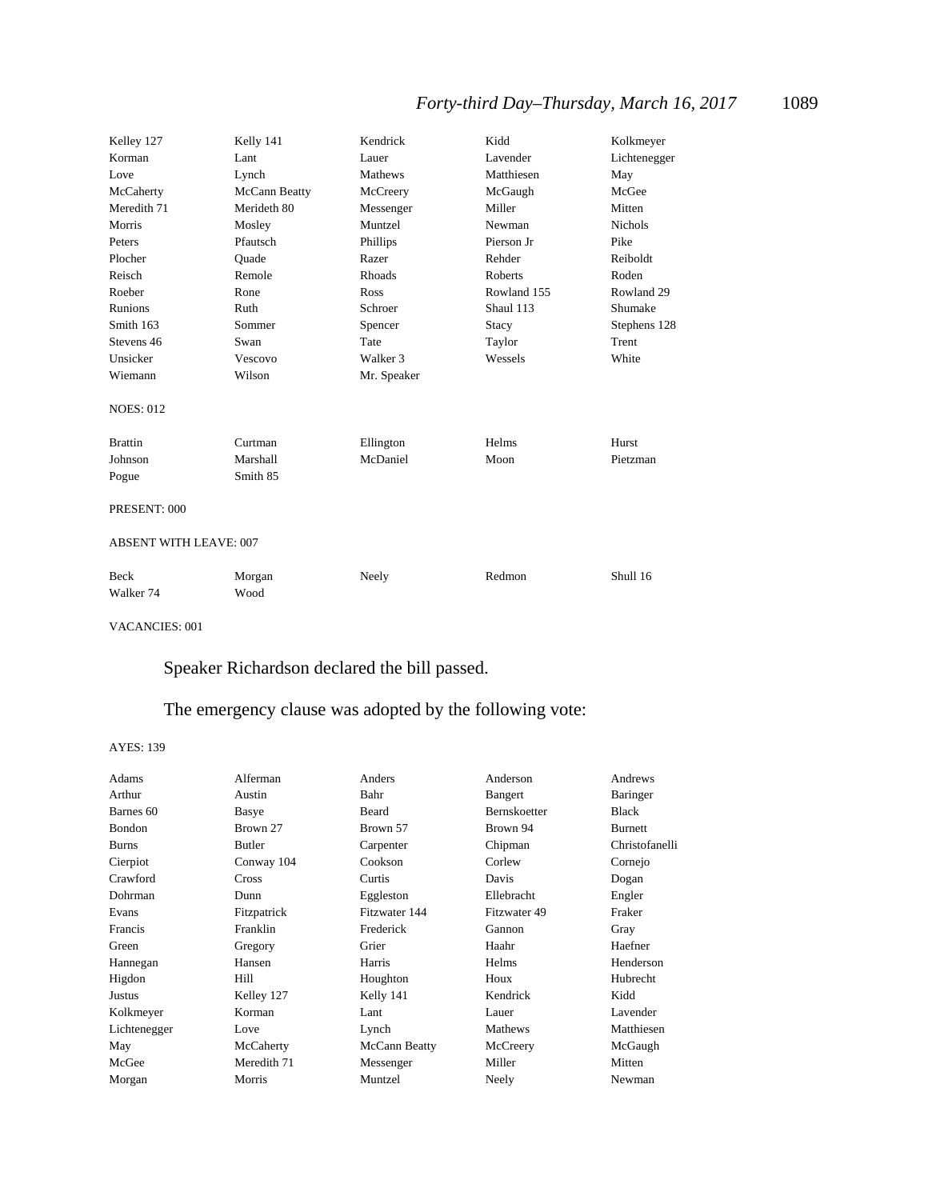| | | | | |
|---|---|---|---|---|
| Kelley 127 | Kelly 141 | Kendrick | Kidd | Kolkmeyer |
| Korman | Lant | Lauer | Lavender | Lichtenegger |
| Love | Lynch | Mathews | Matthiesen | May |
| McCaherty | McCann Beatty | McCreery | McGaugh | McGee |
| Meredith 71 | Merideth 80 | Messenger | Miller | Mitten |
| Morris | Mosley | Muntzel | Newman | Nichols |
| Peters | Pfautsch | Phillips | Pierson Jr | Pike |
| Plocher | Quade | Razer | Rehder | Reiboldt |
| Reisch | Remole | Rhoads | Roberts | Roden |
| Roeber | Rone | Ross | Rowland 155 | Rowland 29 |
| Runions | Ruth | Schroer | Shaul 113 | Shumake |
| Smith 163 | Sommer | Spencer | Stacy | Stephens 128 |
| Stevens 46 | Swan | Tate | Taylor | Trent |
| Unsicker | Vescovo | Walker 3 | Wessels | White |
| Wiemann | Wilson | Mr. Speaker | | |

NOES: 012

| | | | | |
|---|---|---|---|---|
| Brattin | Curtman | Ellington | Helms | Hurst |
| Johnson | Marshall | McDaniel | Moon | Pietzman |
| Pogue | Smith 85 | | | |

PRESENT: 000

ABSENT WITH LEAVE: 007

| | | | | |
|---|---|---|---|---|
| Beck | Morgan | Neely | Redmon | Shull 16 |
| Walker 74 | Wood | | | |

VACANCIES: 001

Speaker Richardson declared the bill passed.

The emergency clause was adopted by the following vote:

AYES: 139

| | | | | |
|---|---|---|---|---|
| Adams | Alferman | Anders | Anderson | Andrews |
| Arthur | Austin | Bahr | Bangert | Baringer |
| Barnes 60 | Basye | Beard | Bernskoetter | Black |
| Bondon | Brown 27 | Brown 57 | Brown 94 | Burnett |
| Burns | Butler | Carpenter | Chipman | Christofanelli |
| Cierpiot | Conway 104 | Cookson | Corlew | Cornejo |
| Crawford | Cross | Curtis | Davis | Dogan |
| Dohrman | Dunn | Eggleston | Ellebracht | Engler |
| Evans | Fitzpatrick | Fitzwater 144 | Fitzwater 49 | Fraker |
| Francis | Franklin | Frederick | Gannon | Gray |
| Green | Gregory | Grier | Haahr | Haefner |
| Hannegan | Hansen | Harris | Helms | Henderson |
| Higdon | Hill | Houghton | Houx | Hubrecht |
| Justus | Kelley 127 | Kelly 141 | Kendrick | Kidd |
| Kolkmeyer | Korman | Lant | Lauer | Lavender |
| Lichtenegger | Love | Lynch | Mathews | Matthiesen |
| May | McCaherty | McCann Beatty | McCreery | McGaugh |
| McGee | Meredith 71 | Messenger | Miller | Mitten |
| Morgan | Morris | Muntzel | Neely | Newman |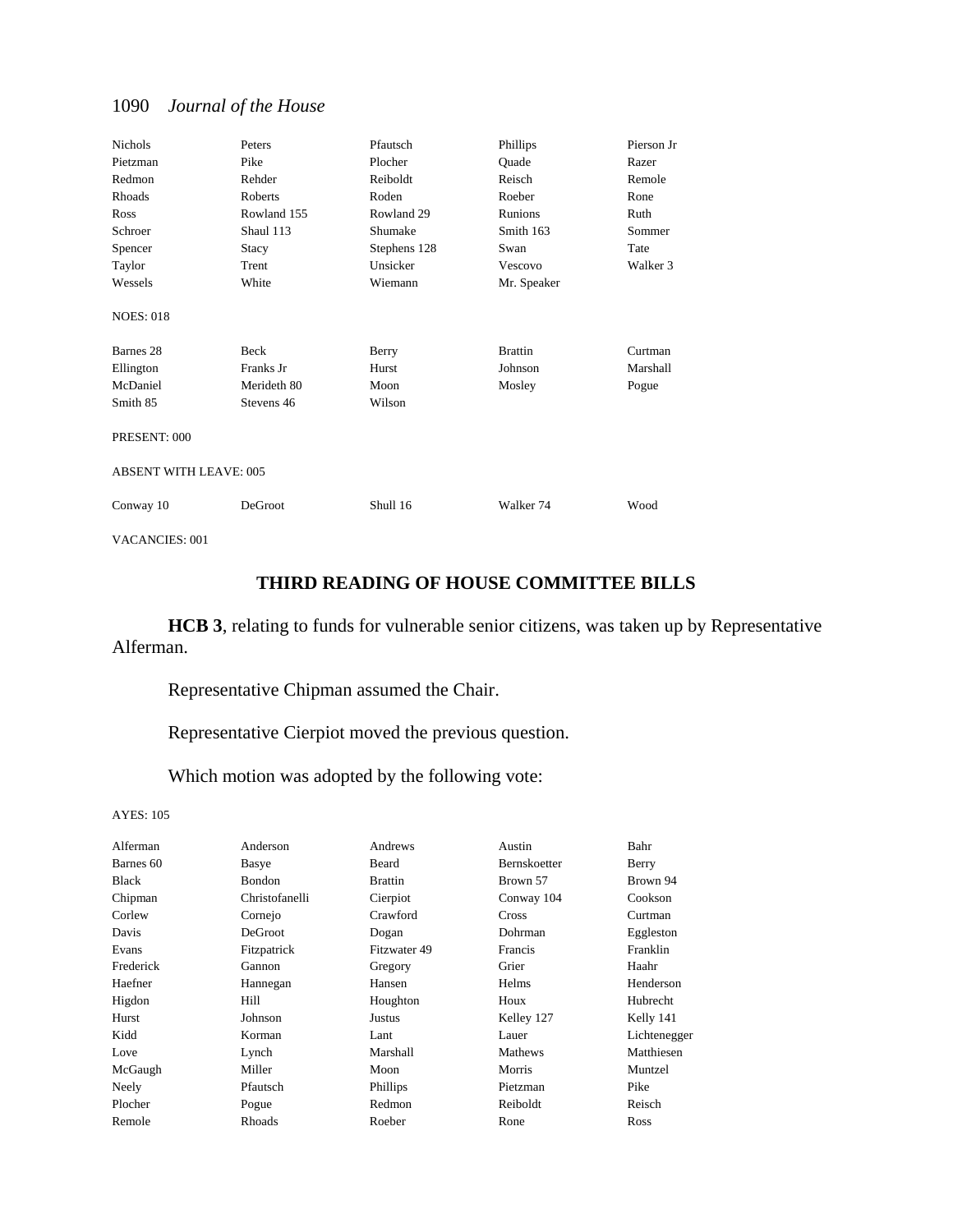| | | | | |
|---|---|---|---|---|
| Nichols | Peters | Pfautsch | Phillips | Pierson Jr |
| Pietzman | Pike | Plocher | Quade | Razer |
| Redmon | Rehder | Reiboldt | Reisch | Remole |
| Rhoads | Roberts | Roden | Roeber | Rone |
| Ross | Rowland 155 | Rowland 29 | Runions | Ruth |
| Schroer | Shaul 113 | Shumake | Smith 163 | Sommer |
| Spencer | Stacy | Stephens 128 | Swan | Tate |
| Taylor | Trent | Unsicker | Vescovo | Walker 3 |
| Wessels | White | Wiemann | Mr. Speaker | |

NOES: 018

| | | | | |
|---|---|---|---|---|
| Barnes 28 | Beck | Berry | Brattin | Curtman |
| Ellington | Franks Jr | Hurst | Johnson | Marshall |
| McDaniel | Merideth 80 | Moon | Mosley | Pogue |
| Smith 85 | Stevens 46 | Wilson | | |

PRESENT: 000

ABSENT WITH LEAVE: 005

| | | | | |
|---|---|---|---|---|
| Conway 10 | DeGroot | Shull 16 | Walker 74 | Wood |

VACANCIES: 001

## THIRD READING OF HOUSE COMMITTEE BILLS

**HCB 3**, relating to funds for vulnerable senior citizens, was taken up by Representative Alferman.

Representative Chipman assumed the Chair.

Representative Cierpiot moved the previous question.

Which motion was adopted by the following vote:

AYES: 105

| | | | | |
|---|---|---|---|---|
| Alferman | Anderson | Andrews | Austin | Bahr |
| Barnes 60 | Basye | Beard | Bernskoetter | Berry |
| Black | Bondon | Brattin | Brown 57 | Brown 94 |
| Chipman | Christofanelli | Cierpiot | Conway 104 | Cookson |
| Corlew | Cornejo | Crawford | Cross | Curtman |
| Davis | DeGroot | Dogan | Dohrman | Eggleston |
| Evans | Fitzpatrick | Fitzwater 49 | Francis | Franklin |
| Frederick | Gannon | Gregory | Grier | Haahr |
| Haefner | Hannegan | Hansen | Helms | Henderson |
| Higdon | Hill | Houghton | Houx | Hubrecht |
| Hurst | Johnson | Justus | Kelley 127 | Kelly 141 |
| Kidd | Korman | Lant | Lauer | Lichtenegger |
| Love | Lynch | Marshall | Mathews | Matthiesen |
| McGaugh | Miller | Moon | Morris | Muntzel |
| Neely | Pfautsch | Phillips | Pietzman | Pike |
| Plocher | Pogue | Redmon | Reiboldt | Reisch |
| Remole | Rhoads | Roeber | Rone | Ross |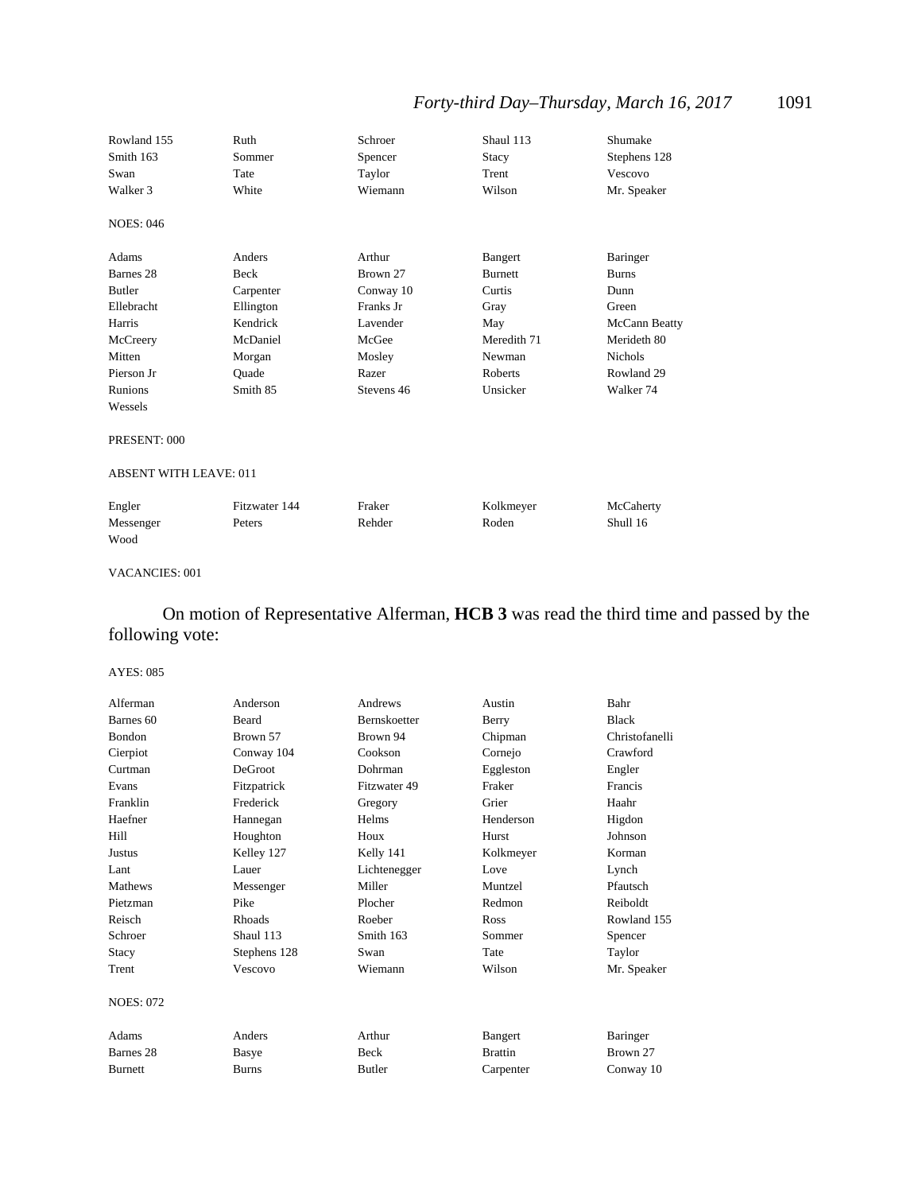| | | | | |
|---|---|---|---|---|
| Rowland 155 | Ruth | Schroer | Shaul 113 | Shumake |
| Smith 163 | Sommer | Spencer | Stacy | Stephens 128 |
| Swan | Tate | Taylor | Trent | Vescovo |
| Walker 3 | White | Wiemann | Wilson | Mr. Speaker |

NOES: 046

| | | | | |
|---|---|---|---|---|
| Adams | Anders | Arthur | Bangert | Baringer |
| Barnes 28 | Beck | Brown 27 | Burnett | Burns |
| Butler | Carpenter | Conway 10 | Curtis | Dunn |
| Ellebracht | Ellington | Franks Jr | Gray | Green |
| Harris | Kendrick | Lavender | May | McCann Beatty |
| McCreery | McDaniel | McGee | Meredith 71 | Merideth 80 |
| Mitten | Morgan | Mosley | Newman | Nichols |
| Pierson Jr | Quade | Razer | Roberts | Rowland 29 |
| Runions | Smith 85 | Stevens 46 | Unsicker | Walker 74 |
| Wessels | | | | |

PRESENT: 000

ABSENT WITH LEAVE: 011

| | | | | |
|---|---|---|---|---|
| Engler | Fitzwater 144 | Fraker | Kolkmeyer | McCaherty |
| Messenger | Peters | Rehder | Roden | Shull 16 |
| Wood | | | | |

VACANCIES: 001

On motion of Representative Alferman, **HCB 3** was read the third time and passed by the following vote:

AYES: 085

| | | | | |
|---|---|---|---|---|
| Alferman | Anderson | Andrews | Austin | Bahr |
| Barnes 60 | Beard | Bernskoetter | Berry | Black |
| Bondon | Brown 57 | Brown 94 | Chipman | Christofanelli |
| Cierpiot | Conway 104 | Cookson | Cornejo | Crawford |
| Curtman | DeGroot | Dohrman | Eggleston | Engler |
| Evans | Fitzpatrick | Fitzwater 49 | Fraker | Francis |
| Franklin | Frederick | Gregory | Grier | Haahr |
| Haefner | Hannegan | Helms | Henderson | Higdon |
| Hill | Houghton | Houx | Hurst | Johnson |
| Justus | Kelley 127 | Kelly 141 | Kolkmeyer | Korman |
| Lant | Lauer | Lichtenegger | Love | Lynch |
| Mathews | Messenger | Miller | Muntzel | Pfautsch |
| Pietzman | Pike | Plocher | Redmon | Reiboldt |
| Reisch | Rhoads | Roeber | Ross | Rowland 155 |
| Schroer | Shaul 113 | Smith 163 | Sommer | Spencer |
| Stacy | Stephens 128 | Swan | Tate | Taylor |
| Trent | Vescovo | Wiemann | Wilson | Mr. Speaker |

NOES: 072

| | | | | |
|---|---|---|---|---|
| Adams | Anders | Arthur | Bangert | Baringer |
| Barnes 28 | Basye | Beck | Brattin | Brown 27 |
| Burnett | Burns | Butler | Carpenter | Conway 10 |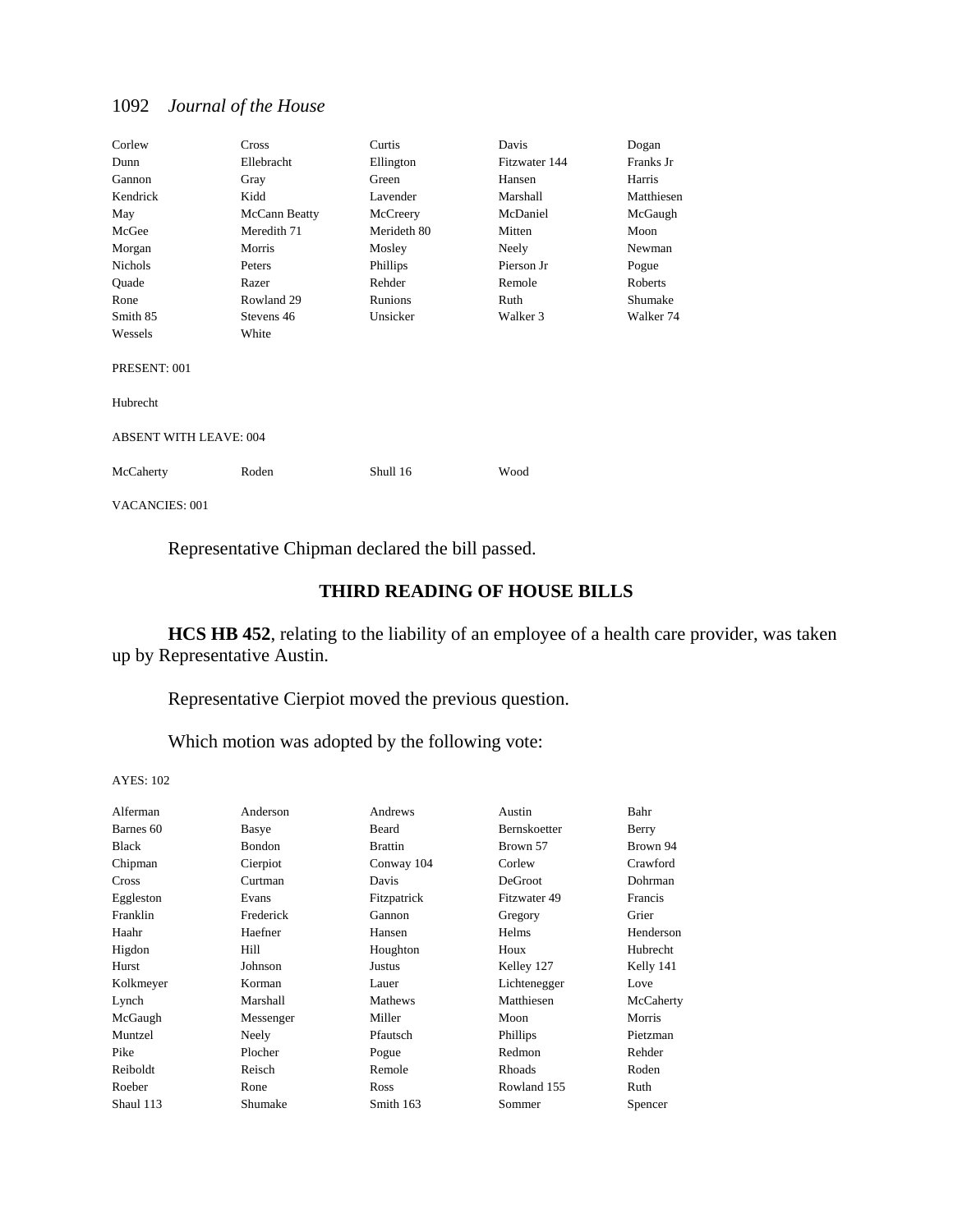| Corlew | Cross | Curtis | Davis | Dogan |
|---|---|---|---|---|
| Dunn | Ellebracht | Ellington | Fitzwater 144 | Franks Jr |
| Gannon | Gray | Green | Hansen | Harris |
| Kendrick | Kidd | Lavender | Marshall | Matthiesen |
| May | McCann Beatty | McCreery | McDaniel | McGaugh |
| McGee | Meredith 71 | Merideth 80 | Mitten | Moon |
| Morgan | Morris | Mosley | Neely | Newman |
| Nichols | Peters | Phillips | Pierson Jr | Pogue |
| Quade | Razer | Rehder | Remole | Roberts |
| Rone | Rowland 29 | Runions | Ruth | Shumake |
| Smith 85 | Stevens 46 | Unsicker | Walker 3 | Walker 74 |
| Wessels | White | | | |

PRESENT: 001

Hubrecht

ABSENT WITH LEAVE: 004

| McCaherty | Roden | Shull 16 | Wood |
|---|---|---|---|

VACANCIES: 001

Representative Chipman declared the bill passed.

## THIRD READING OF HOUSE BILLS

**HCS HB 452**, relating to the liability of an employee of a health care provider, was taken up by Representative Austin.

Representative Cierpiot moved the previous question.

Which motion was adopted by the following vote:

AYES: 102

| Alferman | Anderson | Andrews | Austin | Bahr |
|---|---|---|---|---|
| Barnes 60 | Basye | Beard | Bernskoetter | Berry |
| Black | Bondon | Brattin | Brown 57 | Brown 94 |
| Chipman | Cierpiot | Conway 104 | Corlew | Crawford |
| Cross | Curtman | Davis | DeGroot | Dohrman |
| Eggleston | Evans | Fitzpatrick | Fitzwater 49 | Francis |
| Franklin | Frederick | Gannon | Gregory | Grier |
| Haahr | Haefner | Hansen | Helms | Henderson |
| Higdon | Hill | Houghton | Houx | Hubrecht |
| Hurst | Johnson | Justus | Kelley 127 | Kelly 141 |
| Kolkmeyer | Korman | Lauer | Lichtenegger | Love |
| Lynch | Marshall | Mathews | Matthiesen | McCaherty |
| McGaugh | Messenger | Miller | Moon | Morris |
| Muntzel | Neely | Pfautsch | Phillips | Pietzman |
| Pike | Plocher | Pogue | Redmon | Rehder |
| Reiboldt | Reisch | Remole | Rhoads | Roden |
| Roeber | Rone | Ross | Rowland 155 | Ruth |
| Shaul 113 | Shumake | Smith 163 | Sommer | Spencer |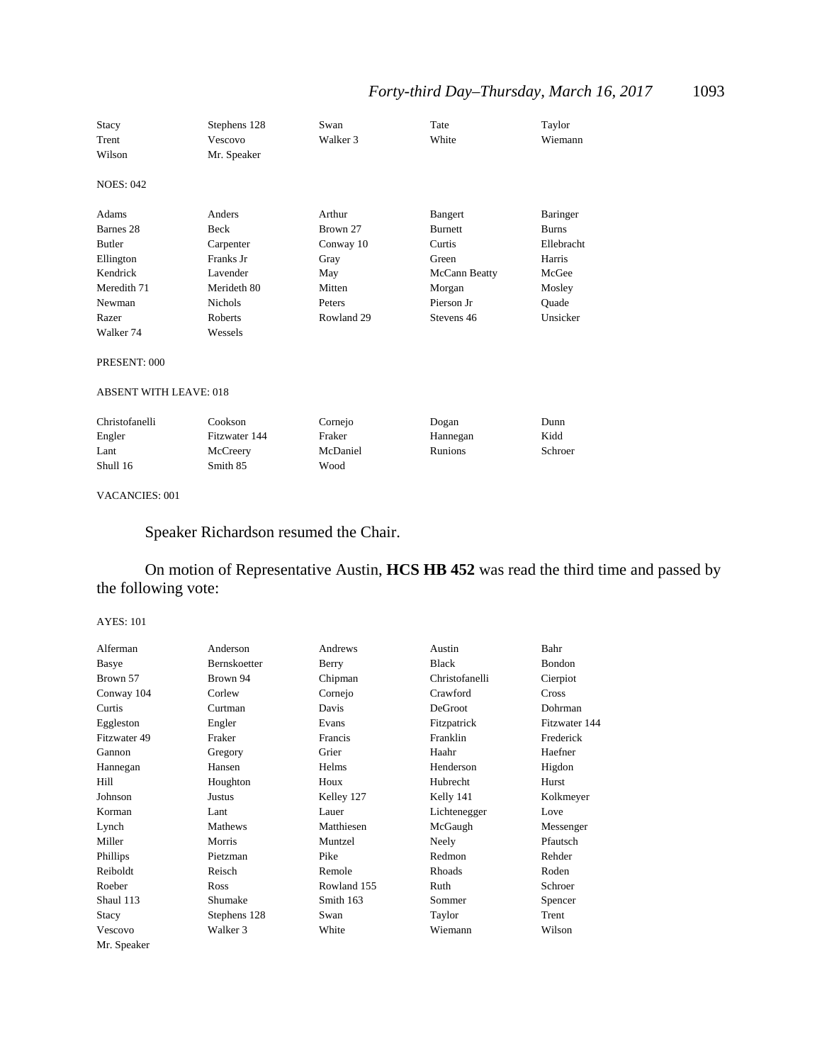| | | | | |
|---|---|---|---|---|
| Stacy | Stephens 128 | Swan | Tate | Taylor |
| Trent | Vescovo | Walker 3 | White | Wiemann |
| Wilson | Mr. Speaker | | | |

NOES: 042

| | | | | |
|---|---|---|---|---|
| Adams | Anders | Arthur | Bangert | Baringer |
| Barnes 28 | Beck | Brown 27 | Burnett | Burns |
| Butler | Carpenter | Conway 10 | Curtis | Ellebracht |
| Ellington | Franks Jr | Gray | Green | Harris |
| Kendrick | Lavender | May | McCann Beatty | McGee |
| Meredith 71 | Merideth 80 | Mitten | Morgan | Mosley |
| Newman | Nichols | Peters | Pierson Jr | Quade |
| Razer | Roberts | Rowland 29 | Stevens 46 | Unsicker |
| Walker 74 | Wessels | | | |

PRESENT: 000

ABSENT WITH LEAVE: 018

| | | | | |
|---|---|---|---|---|
| Christofanelli | Cookson | Cornejo | Dogan | Dunn |
| Engler | Fitzwater 144 | Fraker | Hannegan | Kidd |
| Lant | McCreery | McDaniel | Runions | Schroer |
| Shull 16 | Smith 85 | Wood | | |

VACANCIES: 001

Speaker Richardson resumed the Chair.

On motion of Representative Austin, **HCS HB 452** was read the third time and passed by the following vote:

AYES: 101

| | | | | |
|---|---|---|---|---|
| Alferman | Anderson | Andrews | Austin | Bahr |
| Basye | Bernskoetter | Berry | Black | Bondon |
| Brown 57 | Brown 94 | Chipman | Christofanelli | Cierpiot |
| Conway 104 | Corlew | Cornejo | Crawford | Cross |
| Curtis | Curtman | Davis | DeGroot | Dohrman |
| Eggleston | Engler | Evans | Fitzpatrick | Fitzwater 144 |
| Fitzwater 49 | Fraker | Francis | Franklin | Frederick |
| Gannon | Gregory | Grier | Haahr | Haefner |
| Hannegan | Hansen | Helms | Henderson | Higdon |
| Hill | Houghton | Houx | Hubrecht | Hurst |
| Johnson | Justus | Kelley 127 | Kelly 141 | Kolkmeyer |
| Korman | Lant | Lauer | Lichtenegger | Love |
| Lynch | Mathews | Matthiesen | McGaugh | Messenger |
| Miller | Morris | Muntzel | Neely | Pfautsch |
| Phillips | Pietzman | Pike | Redmon | Rehder |
| Reiboldt | Reisch | Remole | Rhoads | Roden |
| Roeber | Ross | Rowland 155 | Ruth | Schroer |
| Shaul 113 | Shumake | Smith 163 | Sommer | Spencer |
| Stacy | Stephens 128 | Swan | Taylor | Trent |
| Vescovo | Walker 3 | White | Wiemann | Wilson |
| Mr. Speaker | | | | |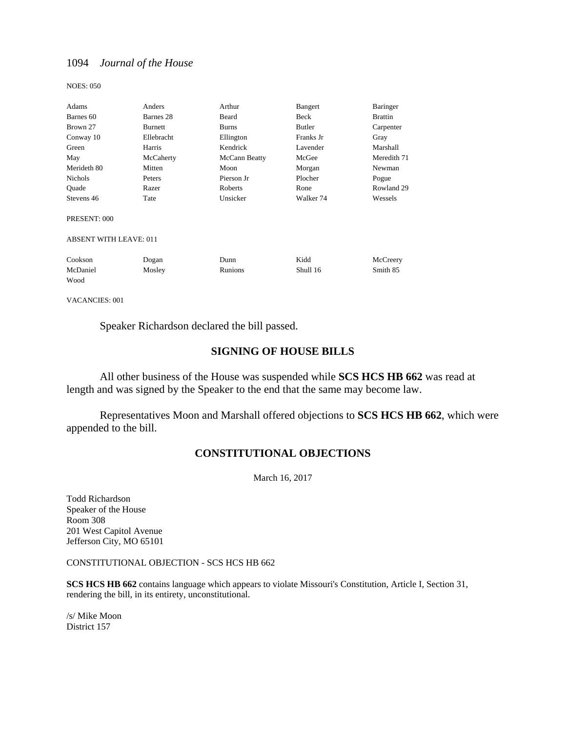NOES: 050

| | | | | |
|---|---|---|---|---|
| Adams | Anders | Arthur | Bangert | Baringer |
| Barnes 60 | Barnes 28 | Beard | Beck | Brattin |
| Brown 27 | Burnett | Burns | Butler | Carpenter |
| Conway 10 | Ellebracht | Ellington | Franks Jr | Gray |
| Green | Harris | Kendrick | Lavender | Marshall |
| May | McCaherty | McCann Beatty | McGee | Meredith 71 |
| Merideth 80 | Mitten | Moon | Morgan | Newman |
| Nichols | Peters | Pierson Jr | Plocher | Pogue |
| Quade | Razer | Roberts | Rone | Rowland 29 |
| Stevens 46 | Tate | Unsicker | Walker 74 | Wessels |

PRESENT: 000

ABSENT WITH LEAVE: 011

| | | | | |
|---|---|---|---|---|
| Cookson | Dogan | Dunn | Kidd | McCreery |
| McDaniel | Mosley | Runions | Shull 16 | Smith 85 |
| Wood | | | | |

VACANCIES: 001

Speaker Richardson declared the bill passed.

## SIGNING OF HOUSE BILLS

All other business of the House was suspended while **SCS HCS HB 662** was read at length and was signed by the Speaker to the end that the same may become law.

Representatives Moon and Marshall offered objections to **SCS HCS HB 662**, which were appended to the bill.

## CONSTITUTIONAL OBJECTIONS

March 16, 2017

Todd Richardson
Speaker of the House
Room 308
201 West Capitol Avenue
Jefferson City, MO 65101

CONSTITUTIONAL OBJECTION - SCS HCS HB 662

**SCS HCS HB 662** contains language which appears to violate Missouri's Constitution, Article I, Section 31, rendering the bill, in its entirety, unconstitutional.

/s/ Mike Moon
District 157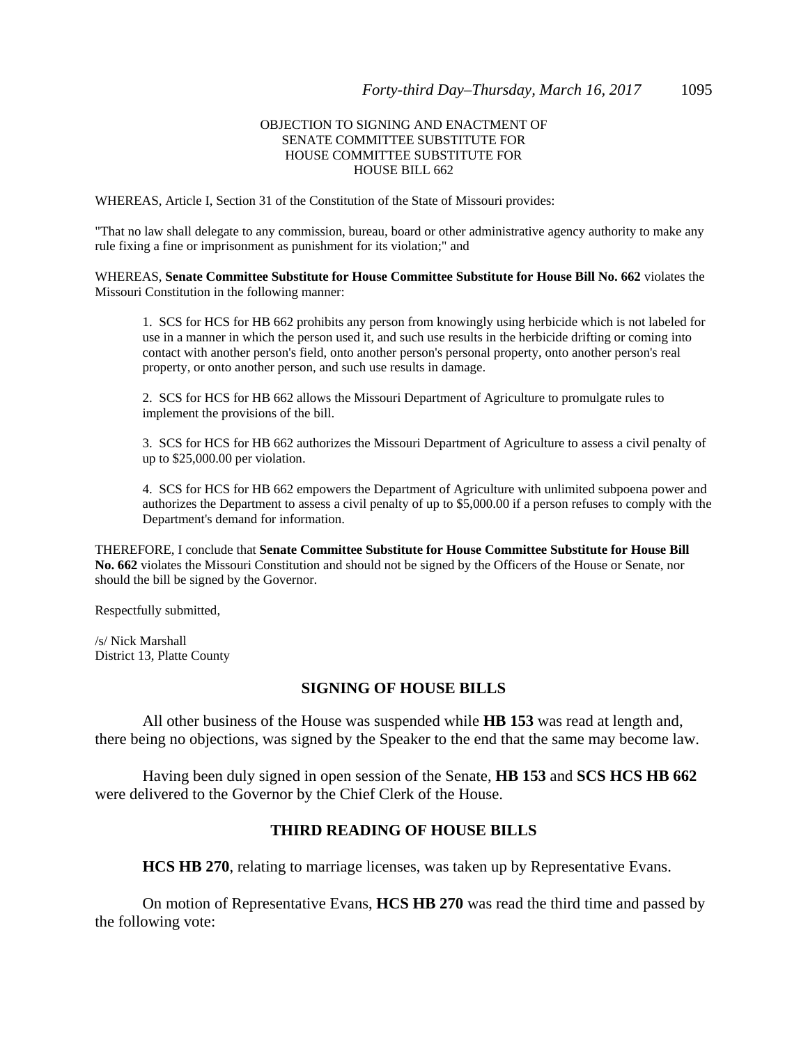OBJECTION TO SIGNING AND ENACTMENT OF
SENATE COMMITTEE SUBSTITUTE FOR
HOUSE COMMITTEE SUBSTITUTE FOR
HOUSE BILL 662

WHEREAS, Article I, Section 31 of the Constitution of the State of Missouri provides:

"That no law shall delegate to any commission, bureau, board or other administrative agency authority to make any rule fixing a fine or imprisonment as punishment for its violation;" and

WHEREAS, **Senate Committee Substitute for House Committee Substitute for House Bill No. 662** violates the Missouri Constitution in the following manner:

1. SCS for HCS for HB 662 prohibits any person from knowingly using herbicide which is not labeled for use in a manner in which the person used it, and such use results in the herbicide drifting or coming into contact with another person's field, onto another person's personal property, onto another person's real property, or onto another person, and such use results in damage.

2. SCS for HCS for HB 662 allows the Missouri Department of Agriculture to promulgate rules to implement the provisions of the bill.

3. SCS for HCS for HB 662 authorizes the Missouri Department of Agriculture to assess a civil penalty of up to $25,000.00 per violation.

4. SCS for HCS for HB 662 empowers the Department of Agriculture with unlimited subpoena power and authorizes the Department to assess a civil penalty of up to $5,000.00 if a person refuses to comply with the Department's demand for information.

THEREFORE, I conclude that **Senate Committee Substitute for House Committee Substitute for House Bill No. 662** violates the Missouri Constitution and should not be signed by the Officers of the House or Senate, nor should the bill be signed by the Governor.

Respectfully submitted,

/s/ Nick Marshall
District 13, Platte County

## SIGNING OF HOUSE BILLS

All other business of the House was suspended while **HB 153** was read at length and, there being no objections, was signed by the Speaker to the end that the same may become law.

Having been duly signed in open session of the Senate, **HB 153** and **SCS HCS HB 662** were delivered to the Governor by the Chief Clerk of the House.

## THIRD READING OF HOUSE BILLS

**HCS HB 270**, relating to marriage licenses, was taken up by Representative Evans.

On motion of Representative Evans, **HCS HB 270** was read the third time and passed by the following vote: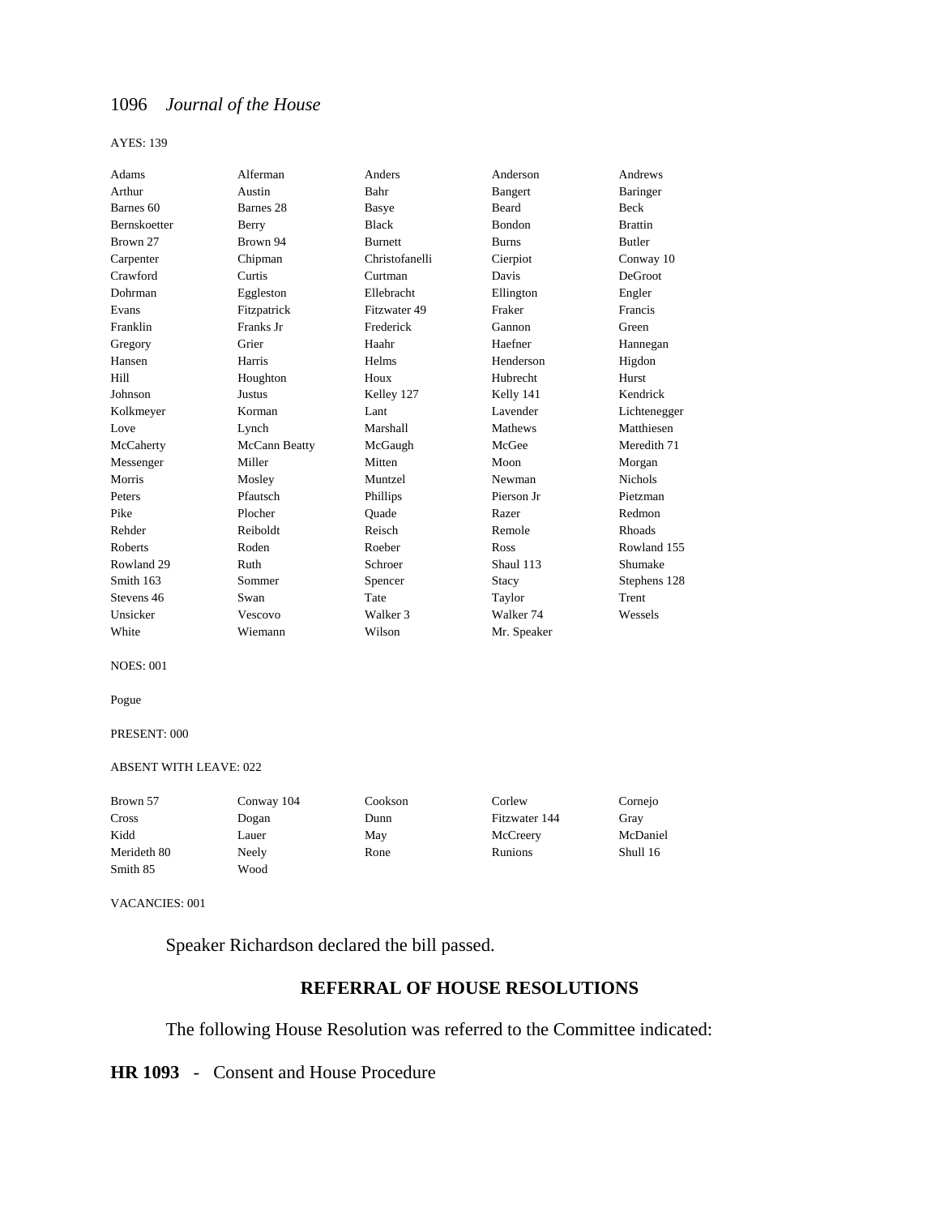AYES: 139

| | | | | |
|---|---|---|---|---|
| Adams | Alferman | Anders | Anderson | Andrews |
| Arthur | Austin | Bahr | Bangert | Baringer |
| Barnes 60 | Barnes 28 | Basye | Beard | Beck |
| Bernskoetter | Berry | Black | Bondon | Brattin |
| Brown 27 | Brown 94 | Burnett | Burns | Butler |
| Carpenter | Chipman | Christofanelli | Cierpiot | Conway 10 |
| Crawford | Curtis | Curtman | Davis | DeGroot |
| Dohrman | Eggleston | Ellebracht | Ellington | Engler |
| Evans | Fitzpatrick | Fitzwater 49 | Fraker | Francis |
| Franklin | Franks Jr | Frederick | Gannon | Green |
| Gregory | Grier | Haahr | Haefner | Hannegan |
| Hansen | Harris | Helms | Henderson | Higdon |
| Hill | Houghton | Houx | Hubrecht | Hurst |
| Johnson | Justus | Kelley 127 | Kelly 141 | Kendrick |
| Kolkmeyer | Korman | Lant | Lavender | Lichtenegger |
| Love | Lynch | Marshall | Mathews | Matthiesen |
| McCaherty | McCann Beatty | McGaugh | McGee | Meredith 71 |
| Messenger | Miller | Mitten | Moon | Morgan |
| Morris | Mosley | Muntzel | Newman | Nichols |
| Peters | Pfautsch | Phillips | Pierson Jr | Pietzman |
| Pike | Plocher | Quade | Razer | Redmon |
| Rehder | Reiboldt | Reisch | Remole | Rhoads |
| Roberts | Roden | Roeber | Ross | Rowland 155 |
| Rowland 29 | Ruth | Schroer | Shaul 113 | Shumake |
| Smith 163 | Sommer | Spencer | Stacy | Stephens 128 |
| Stevens 46 | Swan | Tate | Taylor | Trent |
| Unsicker | Vescovo | Walker 3 | Walker 74 | Wessels |
| White | Wiemann | Wilson | Mr. Speaker | |

NOES: 001

Pogue

PRESENT: 000

ABSENT WITH LEAVE: 022

| | | | | |
|---|---|---|---|---|
| Brown 57 | Conway 104 | Cookson | Corlew | Cornejo |
| Cross | Dogan | Dunn | Fitzwater 144 | Gray |
| Kidd | Lauer | May | McCreery | McDaniel |
| Merideth 80 | Neely | Rone | Runions | Shull 16 |
| Smith 85 | Wood | | | |

VACANCIES: 001

Speaker Richardson declared the bill passed.

## REFERRAL OF HOUSE RESOLUTIONS

The following House Resolution was referred to the Committee indicated:

**HR 1093** - Consent and House Procedure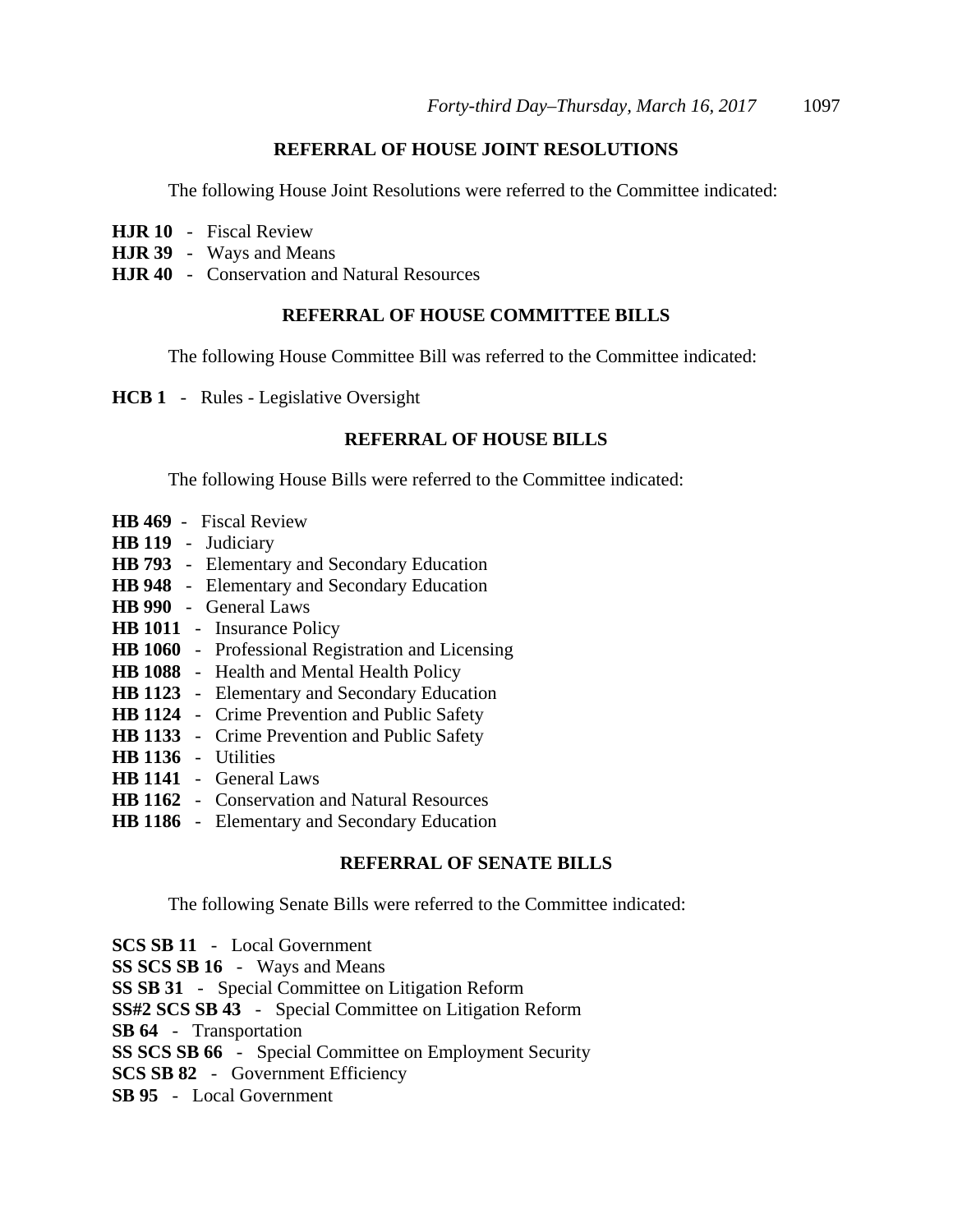## REFERRAL OF HOUSE JOINT RESOLUTIONS

The following House Joint Resolutions were referred to the Committee indicated:

**HJR 10** - Fiscal Review
**HJR 39** - Ways and Means
**HJR 40** - Conservation and Natural Resources

## REFERRAL OF HOUSE COMMITTEE BILLS

The following House Committee Bill was referred to the Committee indicated:

**HCB 1** - Rules - Legislative Oversight

## REFERRAL OF HOUSE BILLS

The following House Bills were referred to the Committee indicated:

**HB 469** - Fiscal Review
**HB 119** - Judiciary
**HB 793** - Elementary and Secondary Education
**HB 948** - Elementary and Secondary Education
**HB 990** - General Laws
**HB 1011** - Insurance Policy
**HB 1060** - Professional Registration and Licensing
**HB 1088** - Health and Mental Health Policy
**HB 1123** - Elementary and Secondary Education
**HB 1124** - Crime Prevention and Public Safety
**HB 1133** - Crime Prevention and Public Safety
**HB 1136** - Utilities
**HB 1141** - General Laws
**HB 1162** - Conservation and Natural Resources
**HB 1186** - Elementary and Secondary Education

## REFERRAL OF SENATE BILLS

The following Senate Bills were referred to the Committee indicated:

**SCS SB 11** - Local Government
**SS SCS SB 16** - Ways and Means
**SS SB 31** - Special Committee on Litigation Reform
**SS#2 SCS SB 43** - Special Committee on Litigation Reform
**SB 64** - Transportation
**SS SCS SB 66** - Special Committee on Employment Security
**SCS SB 82** - Government Efficiency
**SB 95** - Local Government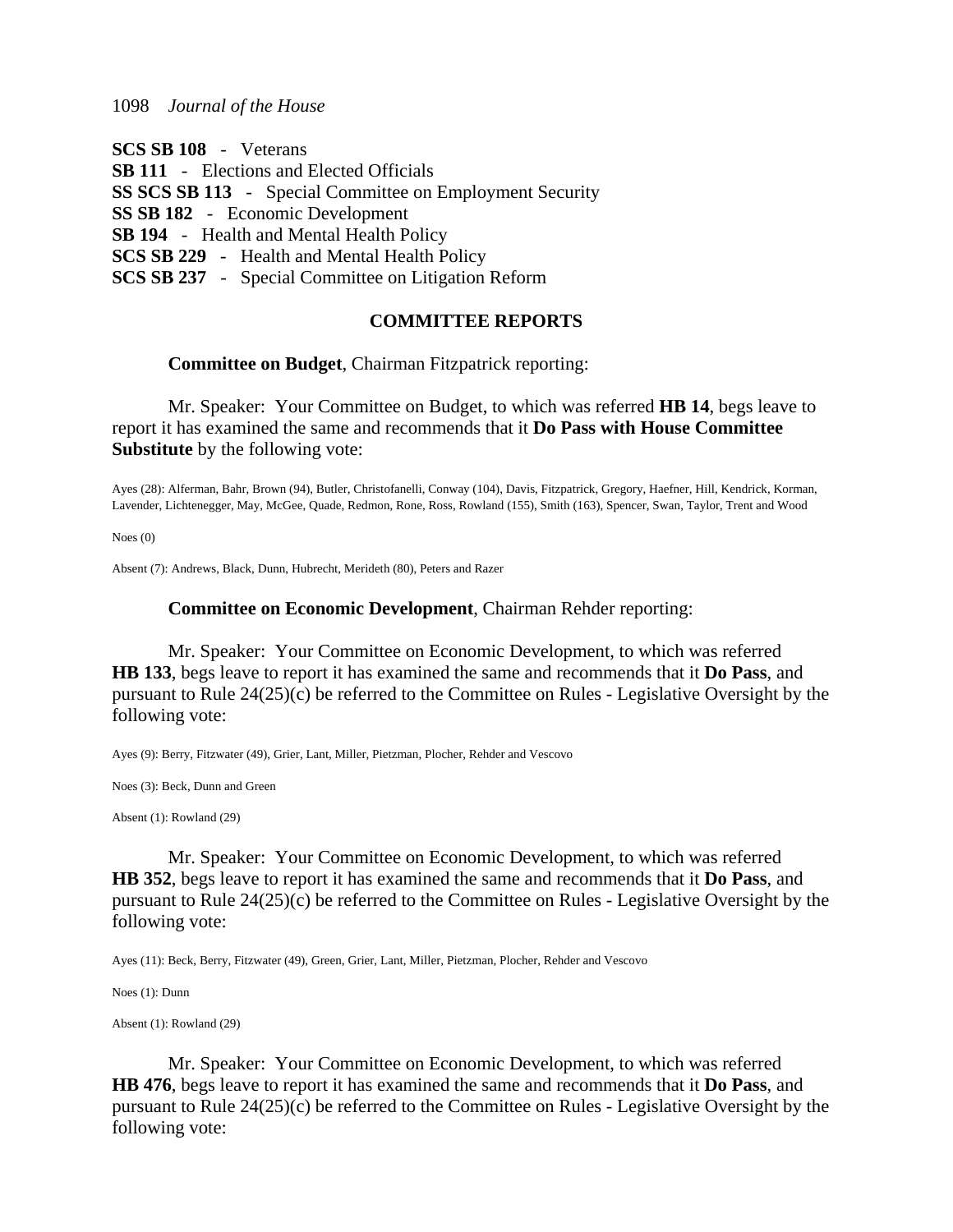**SCS SB 108** - Veterans
**SB 111** - Elections and Elected Officials
**SS SCS SB 113** - Special Committee on Employment Security
**SS SB 182** - Economic Development
**SB 194** - Health and Mental Health Policy
**SCS SB 229** - Health and Mental Health Policy
**SCS SB 237** - Special Committee on Litigation Reform

## COMMITTEE REPORTS

**Committee on Budget**, Chairman Fitzpatrick reporting:

Mr. Speaker: Your Committee on Budget, to which was referred **HB 14**, begs leave to report it has examined the same and recommends that it **Do Pass with House Committee Substitute** by the following vote:

Ayes (28): Alferman, Bahr, Brown (94), Butler, Christofanelli, Conway (104), Davis, Fitzpatrick, Gregory, Haefner, Hill, Kendrick, Korman, Lavender, Lichtenegger, May, McGee, Quade, Redmon, Rone, Ross, Rowland (155), Smith (163), Spencer, Swan, Taylor, Trent and Wood

Noes (0)

Absent (7): Andrews, Black, Dunn, Hubrecht, Merideth (80), Peters and Razer

**Committee on Economic Development**, Chairman Rehder reporting:

Mr. Speaker: Your Committee on Economic Development, to which was referred **HB 133**, begs leave to report it has examined the same and recommends that it **Do Pass**, and pursuant to Rule 24(25)(c) be referred to the Committee on Rules - Legislative Oversight by the following vote:

Ayes (9): Berry, Fitzwater (49), Grier, Lant, Miller, Pietzman, Plocher, Rehder and Vescovo

Noes (3): Beck, Dunn and Green

Absent (1): Rowland (29)

Mr. Speaker: Your Committee on Economic Development, to which was referred **HB 352**, begs leave to report it has examined the same and recommends that it **Do Pass**, and pursuant to Rule 24(25)(c) be referred to the Committee on Rules - Legislative Oversight by the following vote:

Ayes (11): Beck, Berry, Fitzwater (49), Green, Grier, Lant, Miller, Pietzman, Plocher, Rehder and Vescovo

Noes (1): Dunn

Absent (1): Rowland (29)

Mr. Speaker: Your Committee on Economic Development, to which was referred **HB 476**, begs leave to report it has examined the same and recommends that it **Do Pass**, and pursuant to Rule 24(25)(c) be referred to the Committee on Rules - Legislative Oversight by the following vote: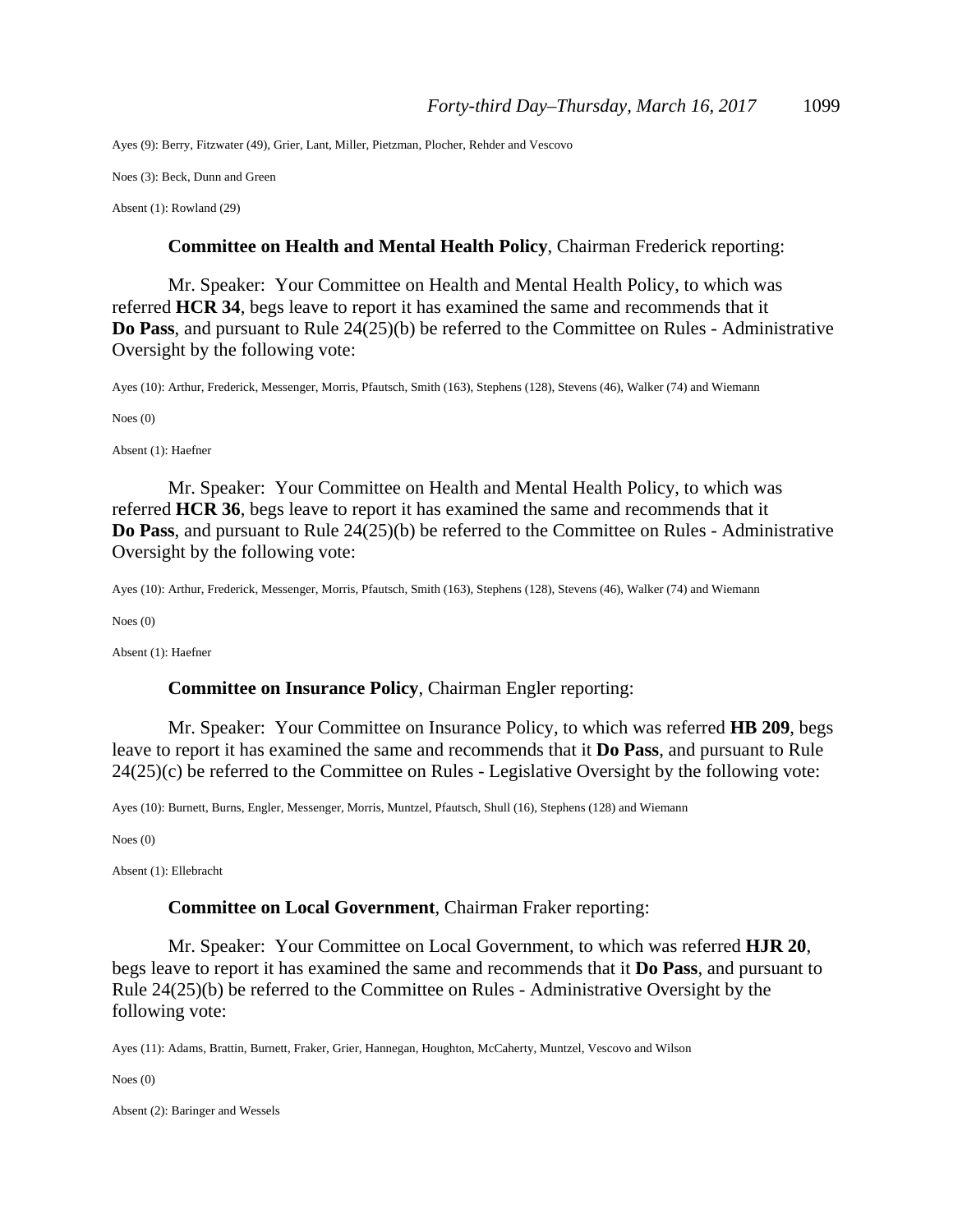Ayes (9): Berry, Fitzwater (49), Grier, Lant, Miller, Pietzman, Plocher, Rehder and Vescovo

Noes (3): Beck, Dunn and Green

Absent (1): Rowland (29)

**Committee on Health and Mental Health Policy**, Chairman Frederick reporting:

Mr. Speaker: Your Committee on Health and Mental Health Policy, to which was referred **HCR 34**, begs leave to report it has examined the same and recommends that it **Do Pass**, and pursuant to Rule 24(25)(b) be referred to the Committee on Rules - Administrative Oversight by the following vote:

Ayes (10): Arthur, Frederick, Messenger, Morris, Pfautsch, Smith (163), Stephens (128), Stevens (46), Walker (74) and Wiemann

Noes (0)

Absent (1): Haefner

Mr. Speaker: Your Committee on Health and Mental Health Policy, to which was referred **HCR 36**, begs leave to report it has examined the same and recommends that it **Do Pass**, and pursuant to Rule 24(25)(b) be referred to the Committee on Rules - Administrative Oversight by the following vote:

Ayes (10): Arthur, Frederick, Messenger, Morris, Pfautsch, Smith (163), Stephens (128), Stevens (46), Walker (74) and Wiemann

Noes (0)

Absent (1): Haefner

**Committee on Insurance Policy**, Chairman Engler reporting:

Mr. Speaker: Your Committee on Insurance Policy, to which was referred **HB 209**, begs leave to report it has examined the same and recommends that it **Do Pass**, and pursuant to Rule 24(25)(c) be referred to the Committee on Rules - Legislative Oversight by the following vote:

Ayes (10): Burnett, Burns, Engler, Messenger, Morris, Muntzel, Pfautsch, Shull (16), Stephens (128) and Wiemann

Noes (0)

Absent (1): Ellebracht

**Committee on Local Government**, Chairman Fraker reporting:

Mr. Speaker: Your Committee on Local Government, to which was referred **HJR 20**, begs leave to report it has examined the same and recommends that it **Do Pass**, and pursuant to Rule 24(25)(b) be referred to the Committee on Rules - Administrative Oversight by the following vote:

Ayes (11): Adams, Brattin, Burnett, Fraker, Grier, Hannegan, Houghton, McCaherty, Muntzel, Vescovo and Wilson

Noes (0)

Absent (2): Baringer and Wessels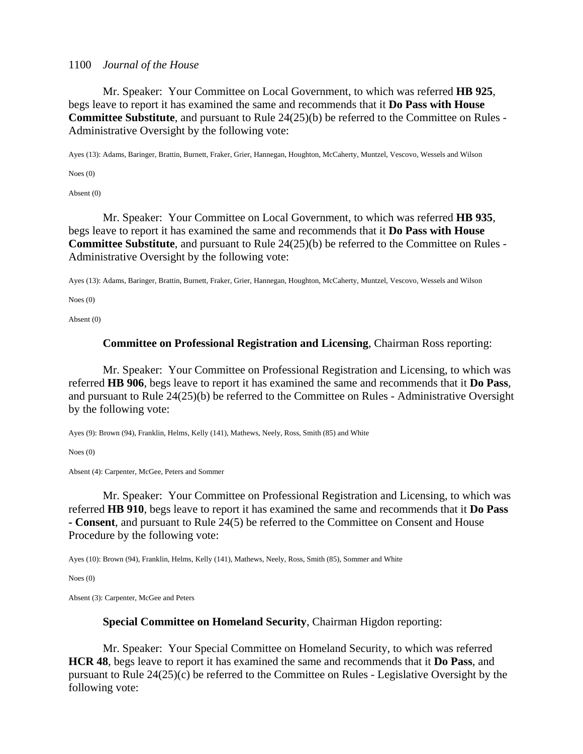Mr. Speaker: Your Committee on Local Government, to which was referred **HB 925**, begs leave to report it has examined the same and recommends that it **Do Pass with House Committee Substitute**, and pursuant to Rule 24(25)(b) be referred to the Committee on Rules - Administrative Oversight by the following vote:

Ayes (13): Adams, Baringer, Brattin, Burnett, Fraker, Grier, Hannegan, Houghton, McCaherty, Muntzel, Vescovo, Wessels and Wilson

Noes (0)

Absent (0)

Mr. Speaker: Your Committee on Local Government, to which was referred **HB 935**, begs leave to report it has examined the same and recommends that it **Do Pass with House Committee Substitute**, and pursuant to Rule 24(25)(b) be referred to the Committee on Rules - Administrative Oversight by the following vote:

Ayes (13): Adams, Baringer, Brattin, Burnett, Fraker, Grier, Hannegan, Houghton, McCaherty, Muntzel, Vescovo, Wessels and Wilson

Noes (0)

Absent (0)

**Committee on Professional Registration and Licensing**, Chairman Ross reporting:

Mr. Speaker: Your Committee on Professional Registration and Licensing, to which was referred **HB 906**, begs leave to report it has examined the same and recommends that it **Do Pass**, and pursuant to Rule 24(25)(b) be referred to the Committee on Rules - Administrative Oversight by the following vote:

Ayes (9): Brown (94), Franklin, Helms, Kelly (141), Mathews, Neely, Ross, Smith (85) and White

Noes (0)

Absent (4): Carpenter, McGee, Peters and Sommer

Mr. Speaker: Your Committee on Professional Registration and Licensing, to which was referred **HB 910**, begs leave to report it has examined the same and recommends that it **Do Pass - Consent**, and pursuant to Rule 24(5) be referred to the Committee on Consent and House Procedure by the following vote:

Ayes (10): Brown (94), Franklin, Helms, Kelly (141), Mathews, Neely, Ross, Smith (85), Sommer and White

Noes (0)

Absent (3): Carpenter, McGee and Peters

**Special Committee on Homeland Security**, Chairman Higdon reporting:

Mr. Speaker: Your Special Committee on Homeland Security, to which was referred **HCR 48**, begs leave to report it has examined the same and recommends that it **Do Pass**, and pursuant to Rule 24(25)(c) be referred to the Committee on Rules - Legislative Oversight by the following vote: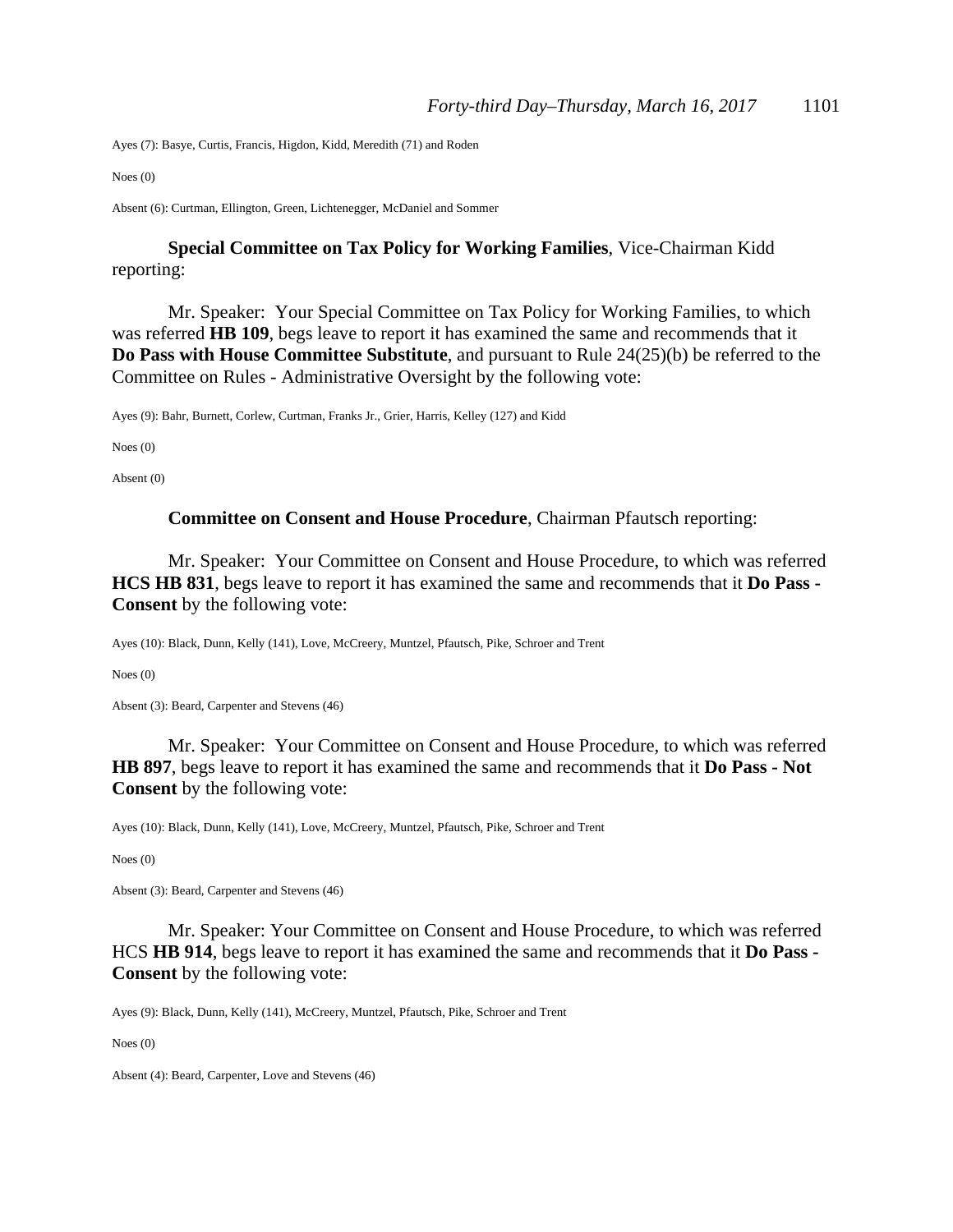Ayes (7): Basye, Curtis, Francis, Higdon, Kidd, Meredith (71) and Roden

Noes (0)

Absent (6): Curtman, Ellington, Green, Lichtenegger, McDaniel and Sommer

**Special Committee on Tax Policy for Working Families**, Vice-Chairman Kidd reporting:

Mr. Speaker: Your Special Committee on Tax Policy for Working Families, to which was referred **HB 109**, begs leave to report it has examined the same and recommends that it **Do Pass with House Committee Substitute**, and pursuant to Rule 24(25)(b) be referred to the Committee on Rules - Administrative Oversight by the following vote:

Ayes (9): Bahr, Burnett, Corlew, Curtman, Franks Jr., Grier, Harris, Kelley (127) and Kidd

Noes (0)

Absent (0)

**Committee on Consent and House Procedure**, Chairman Pfautsch reporting:

Mr. Speaker: Your Committee on Consent and House Procedure, to which was referred **HCS HB 831**, begs leave to report it has examined the same and recommends that it **Do Pass - Consent** by the following vote:

Ayes (10): Black, Dunn, Kelly (141), Love, McCreery, Muntzel, Pfautsch, Pike, Schroer and Trent

Noes (0)

Absent (3): Beard, Carpenter and Stevens (46)

Mr. Speaker: Your Committee on Consent and House Procedure, to which was referred **HB 897**, begs leave to report it has examined the same and recommends that it **Do Pass - Not Consent** by the following vote:

Ayes (10): Black, Dunn, Kelly (141), Love, McCreery, Muntzel, Pfautsch, Pike, Schroer and Trent

Noes (0)

Absent (3): Beard, Carpenter and Stevens (46)

Mr. Speaker: Your Committee on Consent and House Procedure, to which was referred HCS **HB 914**, begs leave to report it has examined the same and recommends that it **Do Pass - Consent** by the following vote:

Ayes (9): Black, Dunn, Kelly (141), McCreery, Muntzel, Pfautsch, Pike, Schroer and Trent

Noes (0)

Absent (4): Beard, Carpenter, Love and Stevens (46)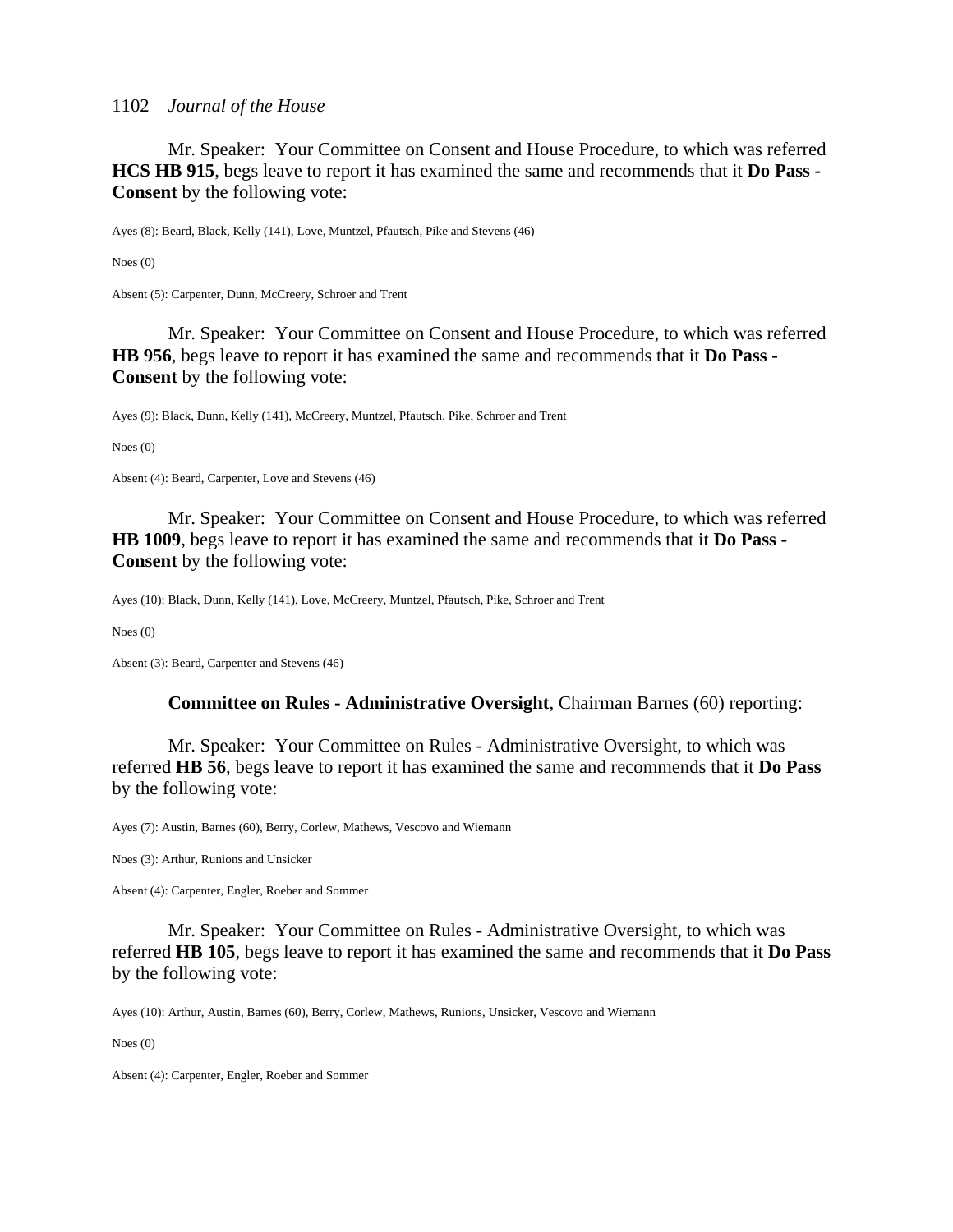Mr. Speaker: Your Committee on Consent and House Procedure, to which was referred **HCS HB 915**, begs leave to report it has examined the same and recommends that it **Do Pass - Consent** by the following vote:

Ayes (8): Beard, Black, Kelly (141), Love, Muntzel, Pfautsch, Pike and Stevens (46)

Noes (0)

Absent (5): Carpenter, Dunn, McCreery, Schroer and Trent

Mr. Speaker: Your Committee on Consent and House Procedure, to which was referred **HB 956**, begs leave to report it has examined the same and recommends that it **Do Pass - Consent** by the following vote:

Ayes (9): Black, Dunn, Kelly (141), McCreery, Muntzel, Pfautsch, Pike, Schroer and Trent

Noes (0)

Absent (4): Beard, Carpenter, Love and Stevens (46)

Mr. Speaker: Your Committee on Consent and House Procedure, to which was referred **HB 1009**, begs leave to report it has examined the same and recommends that it **Do Pass - Consent** by the following vote:

Ayes (10): Black, Dunn, Kelly (141), Love, McCreery, Muntzel, Pfautsch, Pike, Schroer and Trent

Noes (0)

Absent (3): Beard, Carpenter and Stevens (46)

**Committee on Rules - Administrative Oversight**, Chairman Barnes (60) reporting:

Mr. Speaker: Your Committee on Rules - Administrative Oversight, to which was referred **HB 56**, begs leave to report it has examined the same and recommends that it **Do Pass** by the following vote:

Ayes (7): Austin, Barnes (60), Berry, Corlew, Mathews, Vescovo and Wiemann

Noes (3): Arthur, Runions and Unsicker

Absent (4): Carpenter, Engler, Roeber and Sommer

Mr. Speaker: Your Committee on Rules - Administrative Oversight, to which was referred **HB 105**, begs leave to report it has examined the same and recommends that it **Do Pass** by the following vote:

Ayes (10): Arthur, Austin, Barnes (60), Berry, Corlew, Mathews, Runions, Unsicker, Vescovo and Wiemann

Noes (0)

Absent (4): Carpenter, Engler, Roeber and Sommer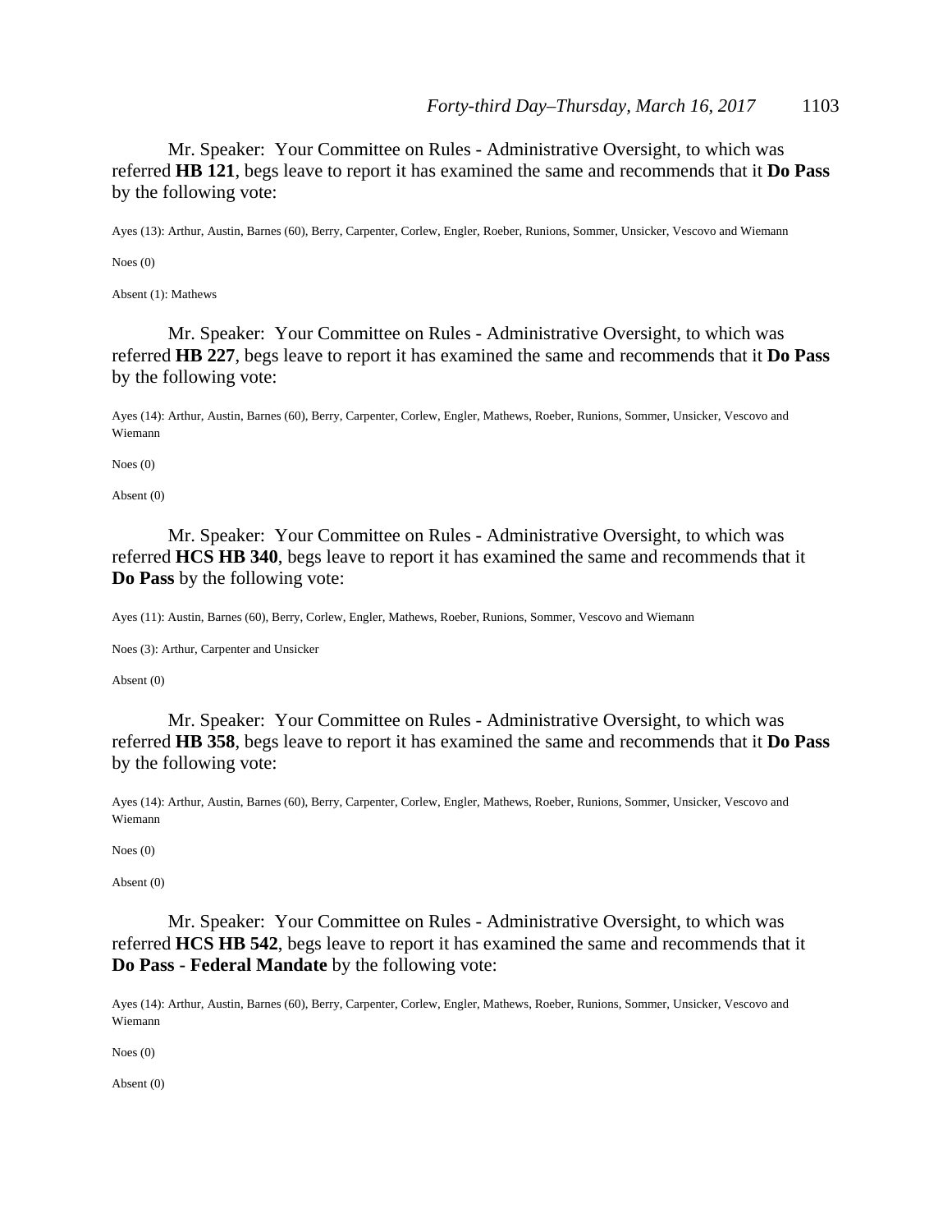Mr. Speaker: Your Committee on Rules - Administrative Oversight, to which was referred **HB 121**, begs leave to report it has examined the same and recommends that it **Do Pass** by the following vote:

Ayes (13): Arthur, Austin, Barnes (60), Berry, Carpenter, Corlew, Engler, Roeber, Runions, Sommer, Unsicker, Vescovo and Wiemann

Noes (0)

Absent (1): Mathews

Mr. Speaker: Your Committee on Rules - Administrative Oversight, to which was referred **HB 227**, begs leave to report it has examined the same and recommends that it **Do Pass** by the following vote:

Ayes (14): Arthur, Austin, Barnes (60), Berry, Carpenter, Corlew, Engler, Mathews, Roeber, Runions, Sommer, Unsicker, Vescovo and Wiemann

Noes (0)

Absent (0)

Mr. Speaker: Your Committee on Rules - Administrative Oversight, to which was referred **HCS HB 340**, begs leave to report it has examined the same and recommends that it **Do Pass** by the following vote:

Ayes (11): Austin, Barnes (60), Berry, Corlew, Engler, Mathews, Roeber, Runions, Sommer, Vescovo and Wiemann

Noes (3): Arthur, Carpenter and Unsicker

Absent (0)

Mr. Speaker: Your Committee on Rules - Administrative Oversight, to which was referred **HB 358**, begs leave to report it has examined the same and recommends that it **Do Pass** by the following vote:

Ayes (14): Arthur, Austin, Barnes (60), Berry, Carpenter, Corlew, Engler, Mathews, Roeber, Runions, Sommer, Unsicker, Vescovo and Wiemann

Noes (0)

Absent (0)

Mr. Speaker: Your Committee on Rules - Administrative Oversight, to which was referred **HCS HB 542**, begs leave to report it has examined the same and recommends that it **Do Pass - Federal Mandate** by the following vote:

Ayes (14): Arthur, Austin, Barnes (60), Berry, Carpenter, Corlew, Engler, Mathews, Roeber, Runions, Sommer, Unsicker, Vescovo and Wiemann

Noes (0)

Absent (0)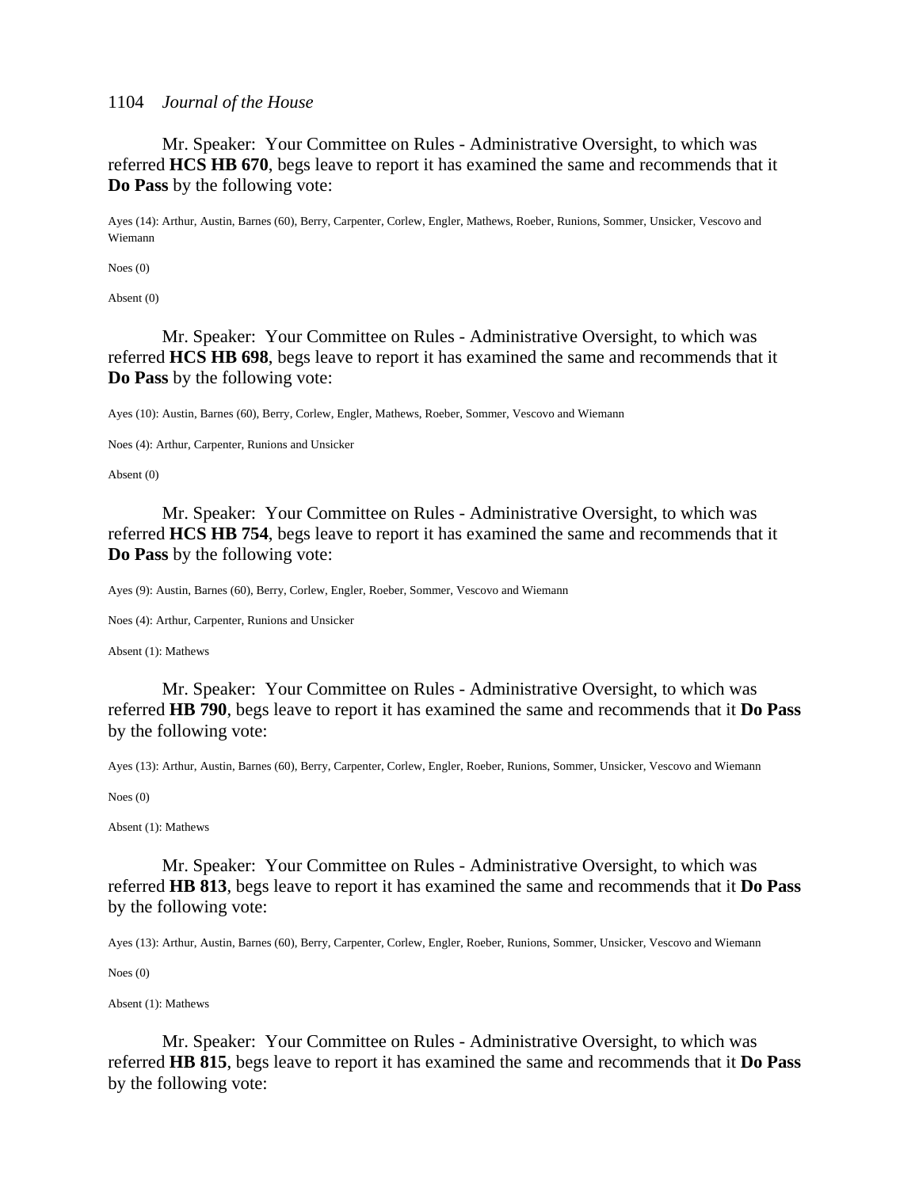Mr. Speaker: Your Committee on Rules - Administrative Oversight, to which was referred **HCS HB 670**, begs leave to report it has examined the same and recommends that it **Do Pass** by the following vote:

Ayes (14): Arthur, Austin, Barnes (60), Berry, Carpenter, Corlew, Engler, Mathews, Roeber, Runions, Sommer, Unsicker, Vescovo and Wiemann

Noes (0)

Absent (0)

Mr. Speaker: Your Committee on Rules - Administrative Oversight, to which was referred **HCS HB 698**, begs leave to report it has examined the same and recommends that it **Do Pass** by the following vote:

Ayes (10): Austin, Barnes (60), Berry, Corlew, Engler, Mathews, Roeber, Sommer, Vescovo and Wiemann

Noes (4): Arthur, Carpenter, Runions and Unsicker

Absent (0)

Mr. Speaker: Your Committee on Rules - Administrative Oversight, to which was referred **HCS HB 754**, begs leave to report it has examined the same and recommends that it **Do Pass** by the following vote:

Ayes (9): Austin, Barnes (60), Berry, Corlew, Engler, Roeber, Sommer, Vescovo and Wiemann

Noes (4): Arthur, Carpenter, Runions and Unsicker

Absent (1): Mathews

Mr. Speaker: Your Committee on Rules - Administrative Oversight, to which was referred **HB 790**, begs leave to report it has examined the same and recommends that it **Do Pass** by the following vote:

Ayes (13): Arthur, Austin, Barnes (60), Berry, Carpenter, Corlew, Engler, Roeber, Runions, Sommer, Unsicker, Vescovo and Wiemann

Noes (0)

Absent (1): Mathews

Mr. Speaker: Your Committee on Rules - Administrative Oversight, to which was referred **HB 813**, begs leave to report it has examined the same and recommends that it **Do Pass** by the following vote:

Ayes (13): Arthur, Austin, Barnes (60), Berry, Carpenter, Corlew, Engler, Roeber, Runions, Sommer, Unsicker, Vescovo and Wiemann

Noes (0)

Absent (1): Mathews

Mr. Speaker: Your Committee on Rules - Administrative Oversight, to which was referred **HB 815**, begs leave to report it has examined the same and recommends that it **Do Pass** by the following vote: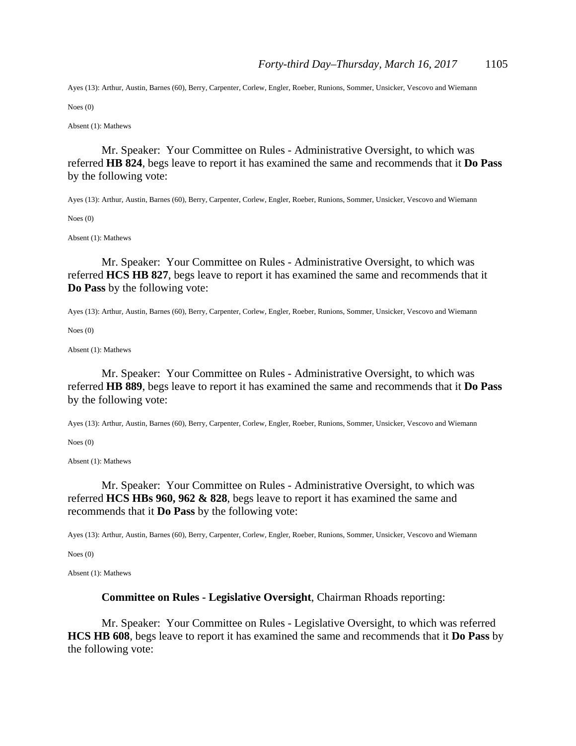Ayes (13): Arthur, Austin, Barnes (60), Berry, Carpenter, Corlew, Engler, Roeber, Runions, Sommer, Unsicker, Vescovo and Wiemann

Noes (0)

Absent (1): Mathews

Mr. Speaker: Your Committee on Rules - Administrative Oversight, to which was referred **HB 824**, begs leave to report it has examined the same and recommends that it **Do Pass** by the following vote:

Ayes (13): Arthur, Austin, Barnes (60), Berry, Carpenter, Corlew, Engler, Roeber, Runions, Sommer, Unsicker, Vescovo and Wiemann

Noes (0)

Absent (1): Mathews

Mr. Speaker: Your Committee on Rules - Administrative Oversight, to which was referred **HCS HB 827**, begs leave to report it has examined the same and recommends that it **Do Pass** by the following vote:

Ayes (13): Arthur, Austin, Barnes (60), Berry, Carpenter, Corlew, Engler, Roeber, Runions, Sommer, Unsicker, Vescovo and Wiemann

Noes (0)

Absent (1): Mathews

Mr. Speaker: Your Committee on Rules - Administrative Oversight, to which was referred **HB 889**, begs leave to report it has examined the same and recommends that it **Do Pass** by the following vote:

Ayes (13): Arthur, Austin, Barnes (60), Berry, Carpenter, Corlew, Engler, Roeber, Runions, Sommer, Unsicker, Vescovo and Wiemann

Noes (0)

Absent (1): Mathews

Mr. Speaker: Your Committee on Rules - Administrative Oversight, to which was referred **HCS HBs 960, 962 & 828**, begs leave to report it has examined the same and recommends that it **Do Pass** by the following vote:

Ayes (13): Arthur, Austin, Barnes (60), Berry, Carpenter, Corlew, Engler, Roeber, Runions, Sommer, Unsicker, Vescovo and Wiemann

Noes (0)

Absent (1): Mathews

**Committee on Rules - Legislative Oversight**, Chairman Rhoads reporting:

Mr. Speaker: Your Committee on Rules - Legislative Oversight, to which was referred **HCS HB 608**, begs leave to report it has examined the same and recommends that it **Do Pass** by the following vote: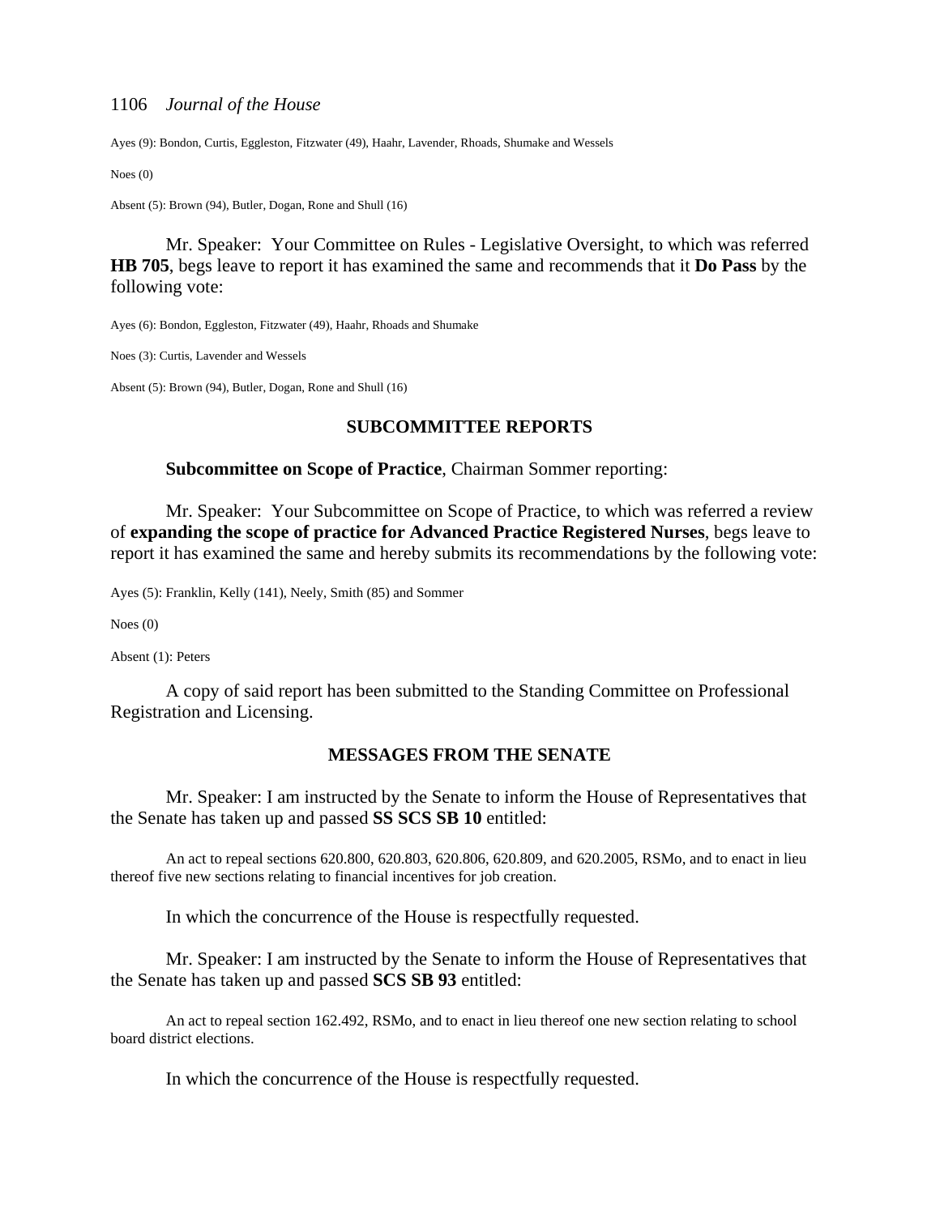Ayes (9): Bondon, Curtis, Eggleston, Fitzwater (49), Haahr, Lavender, Rhoads, Shumake and Wessels

Noes (0)

Absent (5): Brown (94), Butler, Dogan, Rone and Shull (16)

Mr. Speaker: Your Committee on Rules - Legislative Oversight, to which was referred **HB 705**, begs leave to report it has examined the same and recommends that it **Do Pass** by the following vote:

Ayes (6): Bondon, Eggleston, Fitzwater (49), Haahr, Rhoads and Shumake

Noes (3): Curtis, Lavender and Wessels

Absent (5): Brown (94), Butler, Dogan, Rone and Shull (16)

## SUBCOMMITTEE REPORTS

**Subcommittee on Scope of Practice**, Chairman Sommer reporting:

Mr. Speaker: Your Subcommittee on Scope of Practice, to which was referred a review of **expanding the scope of practice for Advanced Practice Registered Nurses**, begs leave to report it has examined the same and hereby submits its recommendations by the following vote:

Ayes (5): Franklin, Kelly (141), Neely, Smith (85) and Sommer

Noes (0)

Absent (1): Peters

A copy of said report has been submitted to the Standing Committee on Professional Registration and Licensing.

## MESSAGES FROM THE SENATE

Mr. Speaker: I am instructed by the Senate to inform the House of Representatives that the Senate has taken up and passed **SS SCS SB 10** entitled:

An act to repeal sections 620.800, 620.803, 620.806, 620.809, and 620.2005, RSMo, and to enact in lieu thereof five new sections relating to financial incentives for job creation.

In which the concurrence of the House is respectfully requested.

Mr. Speaker: I am instructed by the Senate to inform the House of Representatives that the Senate has taken up and passed **SCS SB 93** entitled:

An act to repeal section 162.492, RSMo, and to enact in lieu thereof one new section relating to school board district elections.

In which the concurrence of the House is respectfully requested.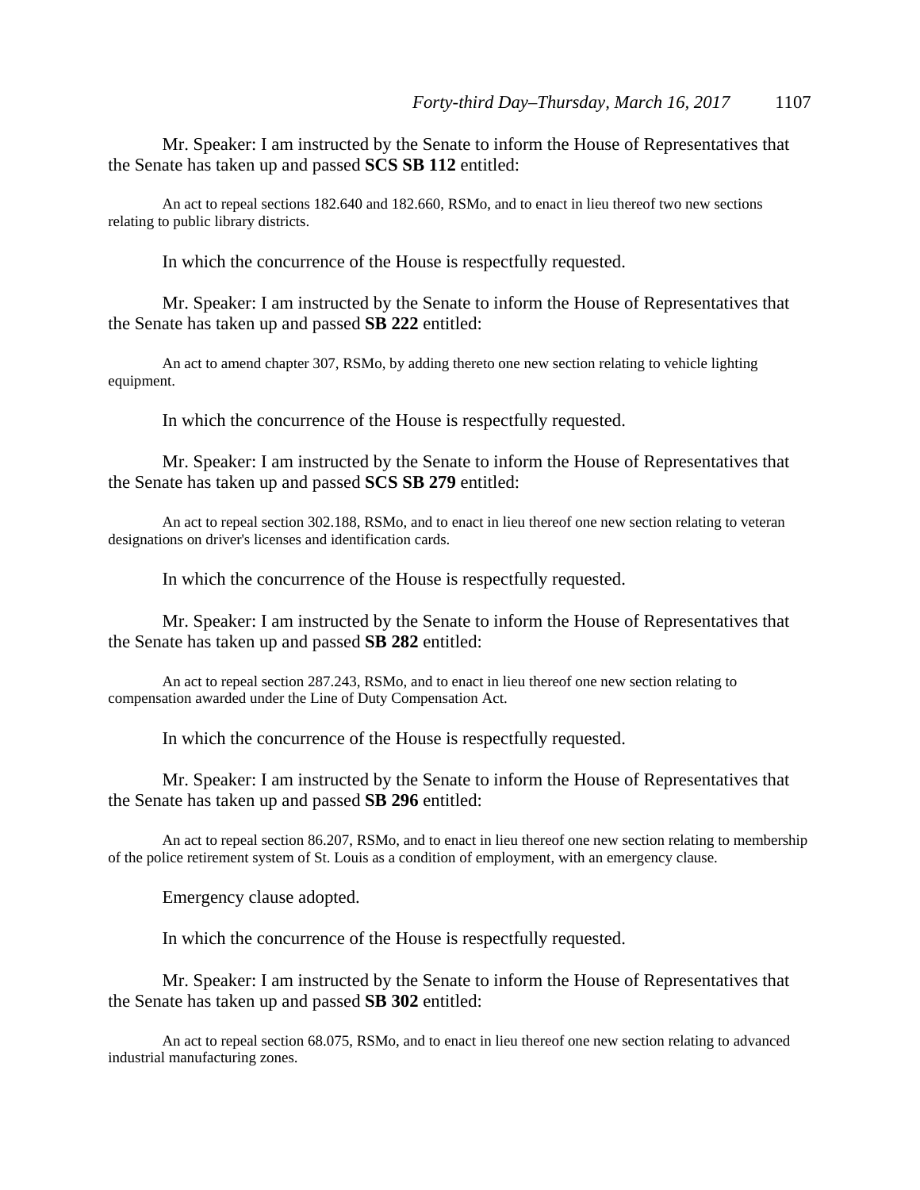Mr. Speaker: I am instructed by the Senate to inform the House of Representatives that the Senate has taken up and passed **SCS SB 112** entitled:

An act to repeal sections 182.640 and 182.660, RSMo, and to enact in lieu thereof two new sections relating to public library districts.

In which the concurrence of the House is respectfully requested.

Mr. Speaker: I am instructed by the Senate to inform the House of Representatives that the Senate has taken up and passed **SB 222** entitled:

An act to amend chapter 307, RSMo, by adding thereto one new section relating to vehicle lighting equipment.

In which the concurrence of the House is respectfully requested.

Mr. Speaker: I am instructed by the Senate to inform the House of Representatives that the Senate has taken up and passed **SCS SB 279** entitled:

An act to repeal section 302.188, RSMo, and to enact in lieu thereof one new section relating to veteran designations on driver's licenses and identification cards.

In which the concurrence of the House is respectfully requested.

Mr. Speaker: I am instructed by the Senate to inform the House of Representatives that the Senate has taken up and passed **SB 282** entitled:

An act to repeal section 287.243, RSMo, and to enact in lieu thereof one new section relating to compensation awarded under the Line of Duty Compensation Act.

In which the concurrence of the House is respectfully requested.

Mr. Speaker: I am instructed by the Senate to inform the House of Representatives that the Senate has taken up and passed **SB 296** entitled:

An act to repeal section 86.207, RSMo, and to enact in lieu thereof one new section relating to membership of the police retirement system of St. Louis as a condition of employment, with an emergency clause.

Emergency clause adopted.

In which the concurrence of the House is respectfully requested.

Mr. Speaker: I am instructed by the Senate to inform the House of Representatives that the Senate has taken up and passed **SB 302** entitled:

An act to repeal section 68.075, RSMo, and to enact in lieu thereof one new section relating to advanced industrial manufacturing zones.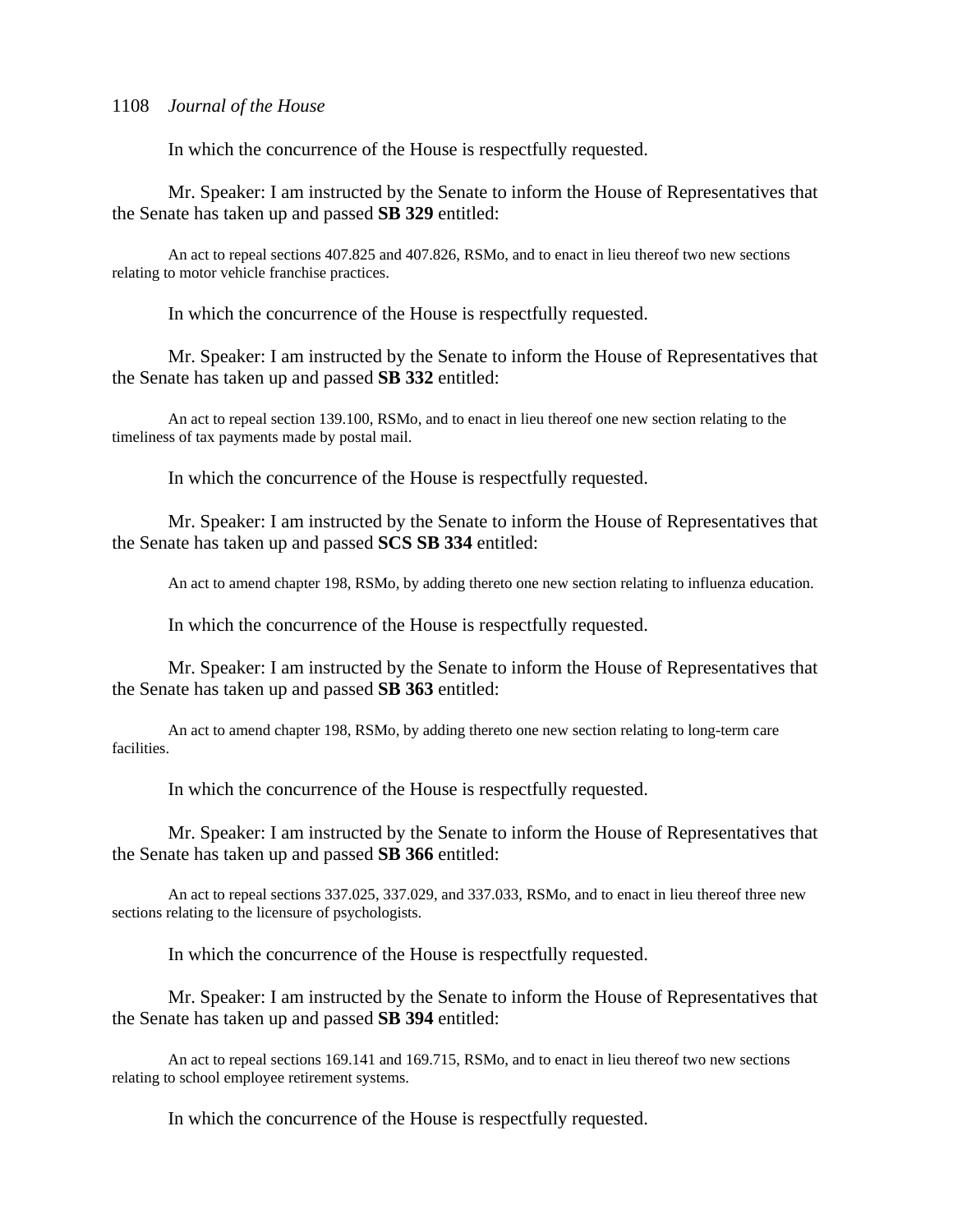In which the concurrence of the House is respectfully requested.

Mr. Speaker: I am instructed by the Senate to inform the House of Representatives that the Senate has taken up and passed **SB 329** entitled:

An act to repeal sections 407.825 and 407.826, RSMo, and to enact in lieu thereof two new sections relating to motor vehicle franchise practices.

In which the concurrence of the House is respectfully requested.

Mr. Speaker: I am instructed by the Senate to inform the House of Representatives that the Senate has taken up and passed **SB 332** entitled:

An act to repeal section 139.100, RSMo, and to enact in lieu thereof one new section relating to the timeliness of tax payments made by postal mail.

In which the concurrence of the House is respectfully requested.

Mr. Speaker: I am instructed by the Senate to inform the House of Representatives that the Senate has taken up and passed **SCS SB 334** entitled:

An act to amend chapter 198, RSMo, by adding thereto one new section relating to influenza education.

In which the concurrence of the House is respectfully requested.

Mr. Speaker: I am instructed by the Senate to inform the House of Representatives that the Senate has taken up and passed **SB 363** entitled:

An act to amend chapter 198, RSMo, by adding thereto one new section relating to long-term care facilities.

In which the concurrence of the House is respectfully requested.

Mr. Speaker: I am instructed by the Senate to inform the House of Representatives that the Senate has taken up and passed **SB 366** entitled:

An act to repeal sections 337.025, 337.029, and 337.033, RSMo, and to enact in lieu thereof three new sections relating to the licensure of psychologists.

In which the concurrence of the House is respectfully requested.

Mr. Speaker: I am instructed by the Senate to inform the House of Representatives that the Senate has taken up and passed **SB 394** entitled:

An act to repeal sections 169.141 and 169.715, RSMo, and to enact in lieu thereof two new sections relating to school employee retirement systems.

In which the concurrence of the House is respectfully requested.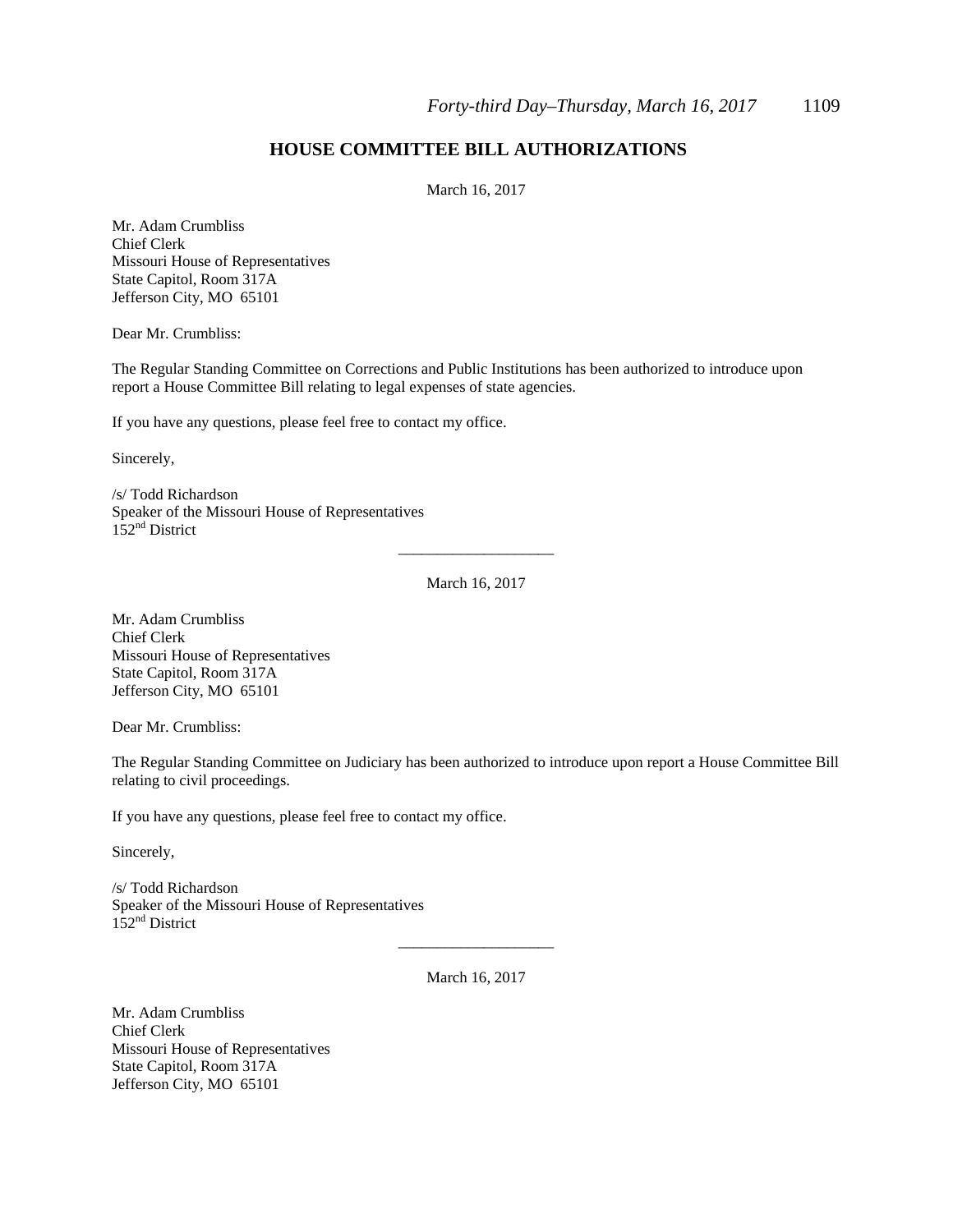## HOUSE COMMITTEE BILL AUTHORIZATIONS

March 16, 2017

Mr. Adam Crumbliss
Chief Clerk
Missouri House of Representatives
State Capitol, Room 317A
Jefferson City, MO 65101

Dear Mr. Crumbliss:

The Regular Standing Committee on Corrections and Public Institutions has been authorized to introduce upon report a House Committee Bill relating to legal expenses of state agencies.

If you have any questions, please feel free to contact my office.

Sincerely,

/s/ Todd Richardson
Speaker of the Missouri House of Representatives
152nd District

---

March 16, 2017

Mr. Adam Crumbliss
Chief Clerk
Missouri House of Representatives
State Capitol, Room 317A
Jefferson City, MO 65101

Dear Mr. Crumbliss:

The Regular Standing Committee on Judiciary has been authorized to introduce upon report a House Committee Bill relating to civil proceedings.

If you have any questions, please feel free to contact my office.

Sincerely,

/s/ Todd Richardson
Speaker of the Missouri House of Representatives
152nd District

---

March 16, 2017

Mr. Adam Crumbliss
Chief Clerk
Missouri House of Representatives
State Capitol, Room 317A
Jefferson City, MO 65101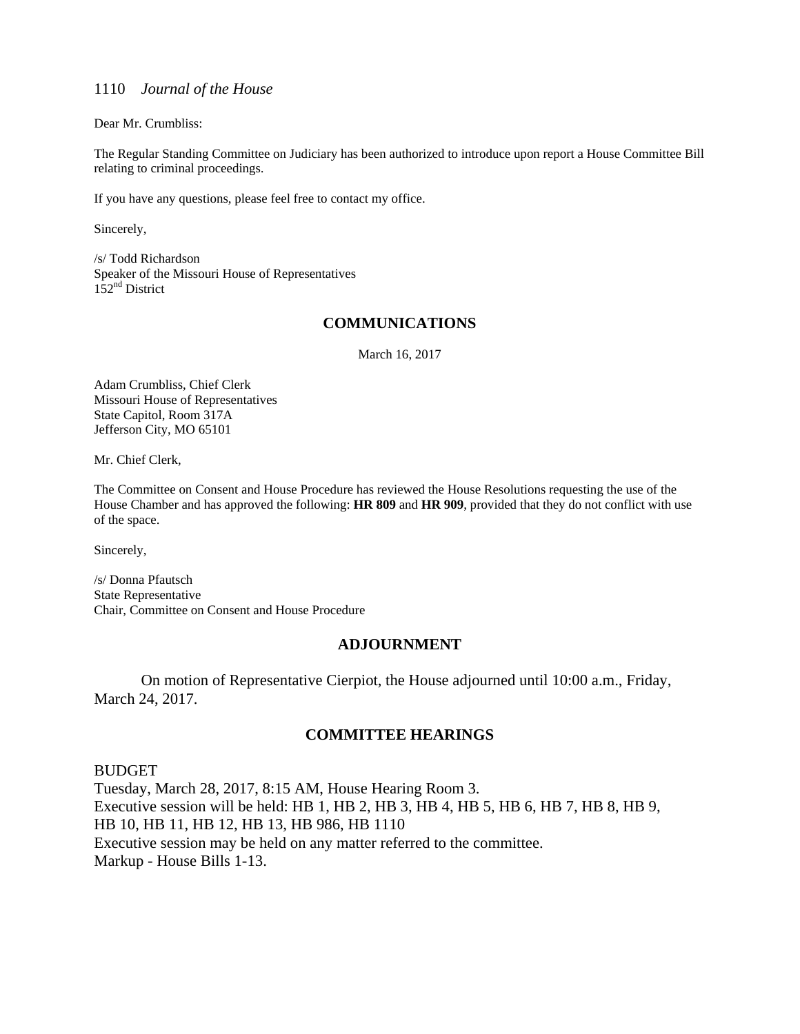Dear Mr. Crumbliss:

The Regular Standing Committee on Judiciary has been authorized to introduce upon report a House Committee Bill relating to criminal proceedings.

If you have any questions, please feel free to contact my office.

Sincerely,

/s/ Todd Richardson
Speaker of the Missouri House of Representatives
152nd District

## COMMUNICATIONS

March 16, 2017

Adam Crumbliss, Chief Clerk
Missouri House of Representatives
State Capitol, Room 317A
Jefferson City, MO 65101

Mr. Chief Clerk,

The Committee on Consent and House Procedure has reviewed the House Resolutions requesting the use of the House Chamber and has approved the following: **HR 809** and **HR 909**, provided that they do not conflict with use of the space.

Sincerely,

/s/ Donna Pfautsch
State Representative
Chair, Committee on Consent and House Procedure

## ADJOURNMENT

On motion of Representative Cierpiot, the House adjourned until 10:00 a.m., Friday, March 24, 2017.

## COMMITTEE HEARINGS

BUDGET
Tuesday, March 28, 2017, 8:15 AM, House Hearing Room 3.
Executive session will be held: HB 1, HB 2, HB 3, HB 4, HB 5, HB 6, HB 7, HB 8, HB 9, HB 10, HB 11, HB 12, HB 13, HB 986, HB 1110
Executive session may be held on any matter referred to the committee.
Markup - House Bills 1-13.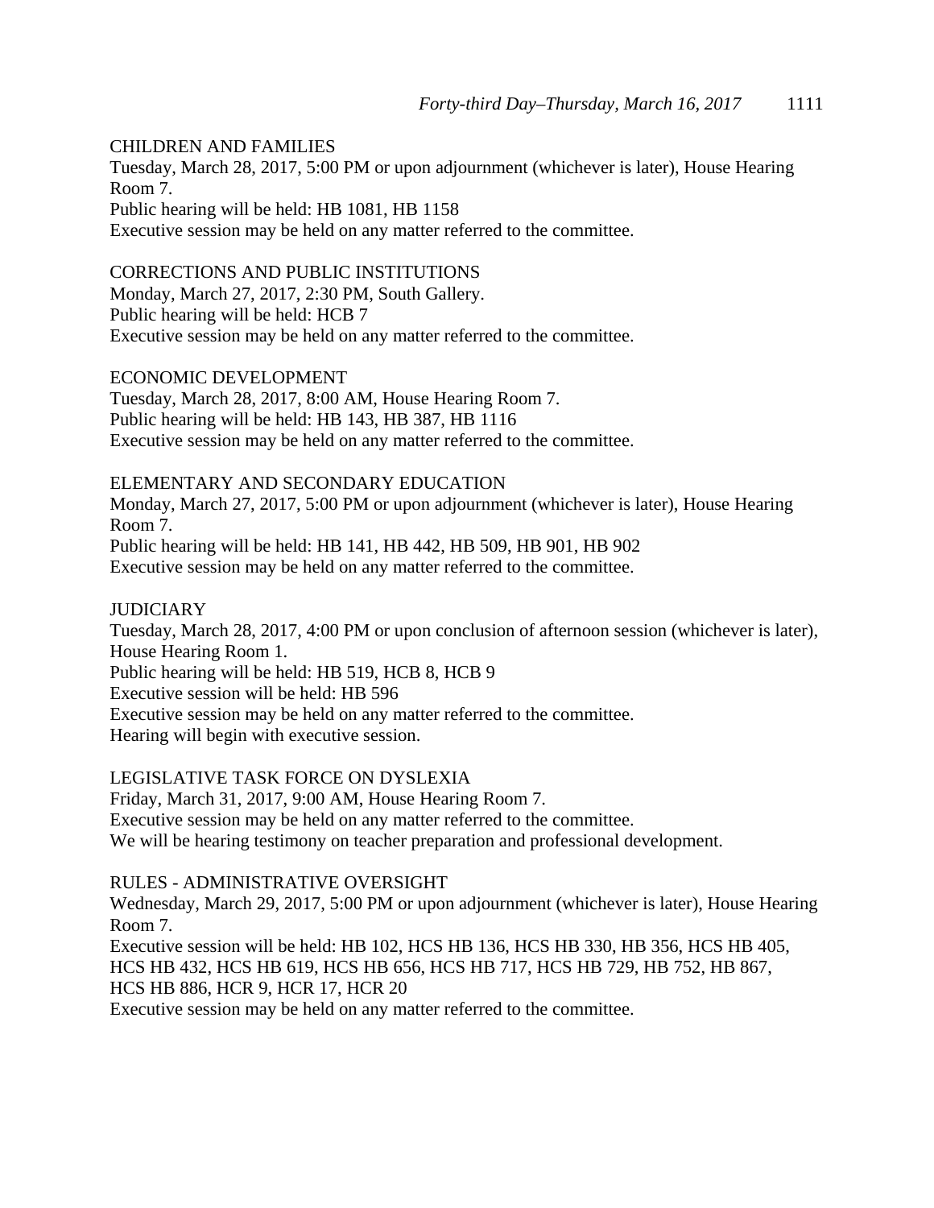CHILDREN AND FAMILIES
Tuesday, March 28, 2017, 5:00 PM or upon adjournment (whichever is later), House Hearing Room 7.
Public hearing will be held: HB 1081, HB 1158
Executive session may be held on any matter referred to the committee.

CORRECTIONS AND PUBLIC INSTITUTIONS
Monday, March 27, 2017, 2:30 PM, South Gallery.
Public hearing will be held: HCB 7
Executive session may be held on any matter referred to the committee.

ECONOMIC DEVELOPMENT
Tuesday, March 28, 2017, 8:00 AM, House Hearing Room 7.
Public hearing will be held: HB 143, HB 387, HB 1116
Executive session may be held on any matter referred to the committee.

ELEMENTARY AND SECONDARY EDUCATION
Monday, March 27, 2017, 5:00 PM or upon adjournment (whichever is later), House Hearing Room 7.
Public hearing will be held: HB 141, HB 442, HB 509, HB 901, HB 902
Executive session may be held on any matter referred to the committee.

JUDICIARY
Tuesday, March 28, 2017, 4:00 PM or upon conclusion of afternoon session (whichever is later), House Hearing Room 1.
Public hearing will be held: HB 519, HCB 8, HCB 9
Executive session will be held: HB 596
Executive session may be held on any matter referred to the committee.
Hearing will begin with executive session.

LEGISLATIVE TASK FORCE ON DYSLEXIA
Friday, March 31, 2017, 9:00 AM, House Hearing Room 7.
Executive session may be held on any matter referred to the committee.
We will be hearing testimony on teacher preparation and professional development.

RULES - ADMINISTRATIVE OVERSIGHT
Wednesday, March 29, 2017, 5:00 PM or upon adjournment (whichever is later), House Hearing Room 7.
Executive session will be held: HB 102, HCS HB 136, HCS HB 330, HB 356, HCS HB 405, HCS HB 432, HCS HB 619, HCS HB 656, HCS HB 717, HCS HB 729, HB 752, HB 867, HCS HB 886, HCR 9, HCR 17, HCR 20
Executive session may be held on any matter referred to the committee.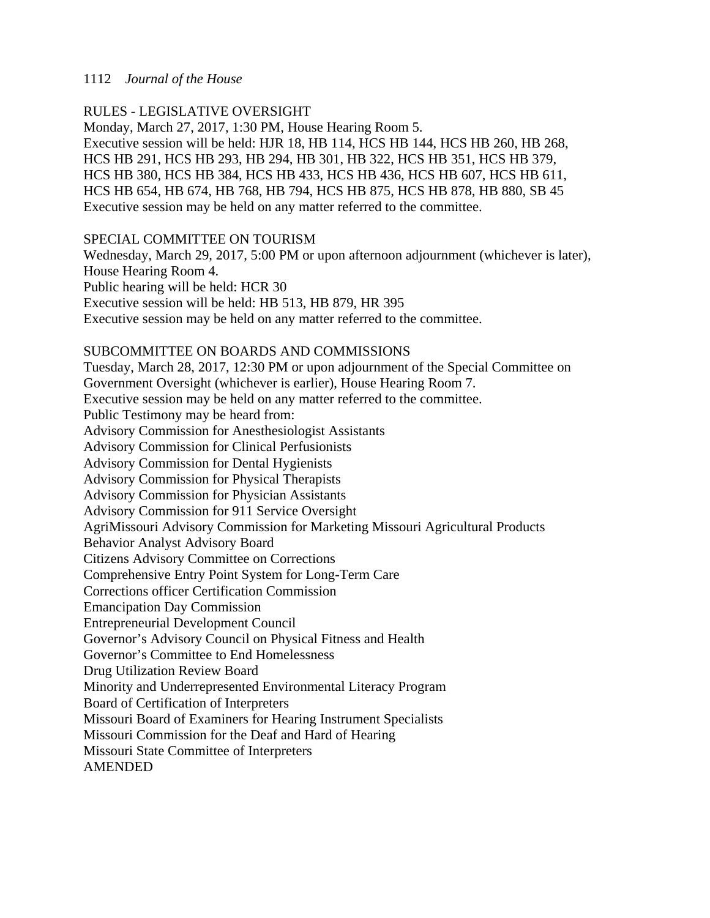RULES - LEGISLATIVE OVERSIGHT
Monday, March 27, 2017, 1:30 PM, House Hearing Room 5.
Executive session will be held: HJR 18, HB 114, HCS HB 144, HCS HB 260, HB 268, HCS HB 291, HCS HB 293, HB 294, HB 301, HB 322, HCS HB 351, HCS HB 379, HCS HB 380, HCS HB 384, HCS HB 433, HCS HB 436, HCS HB 607, HCS HB 611, HCS HB 654, HB 674, HB 768, HB 794, HCS HB 875, HCS HB 878, HB 880, SB 45
Executive session may be held on any matter referred to the committee.

SPECIAL COMMITTEE ON TOURISM
Wednesday, March 29, 2017, 5:00 PM or upon afternoon adjournment (whichever is later), House Hearing Room 4.
Public hearing will be held: HCR 30
Executive session will be held: HB 513, HB 879, HR 395
Executive session may be held on any matter referred to the committee.

SUBCOMMITTEE ON BOARDS AND COMMISSIONS
Tuesday, March 28, 2017, 12:30 PM or upon adjournment of the Special Committee on Government Oversight (whichever is earlier), House Hearing Room 7.
Executive session may be held on any matter referred to the committee.
Public Testimony may be heard from:
Advisory Commission for Anesthesiologist Assistants
Advisory Commission for Clinical Perfusionists
Advisory Commission for Dental Hygienists
Advisory Commission for Physical Therapists
Advisory Commission for Physician Assistants
Advisory Commission for 911 Service Oversight
AgriMissouri Advisory Commission for Marketing Missouri Agricultural Products
Behavior Analyst Advisory Board
Citizens Advisory Committee on Corrections
Comprehensive Entry Point System for Long-Term Care
Corrections officer Certification Commission
Emancipation Day Commission
Entrepreneurial Development Council
Governor's Advisory Council on Physical Fitness and Health
Governor's Committee to End Homelessness
Drug Utilization Review Board
Minority and Underrepresented Environmental Literacy Program
Board of Certification of Interpreters
Missouri Board of Examiners for Hearing Instrument Specialists
Missouri Commission for the Deaf and Hard of Hearing
Missouri State Committee of Interpreters
AMENDED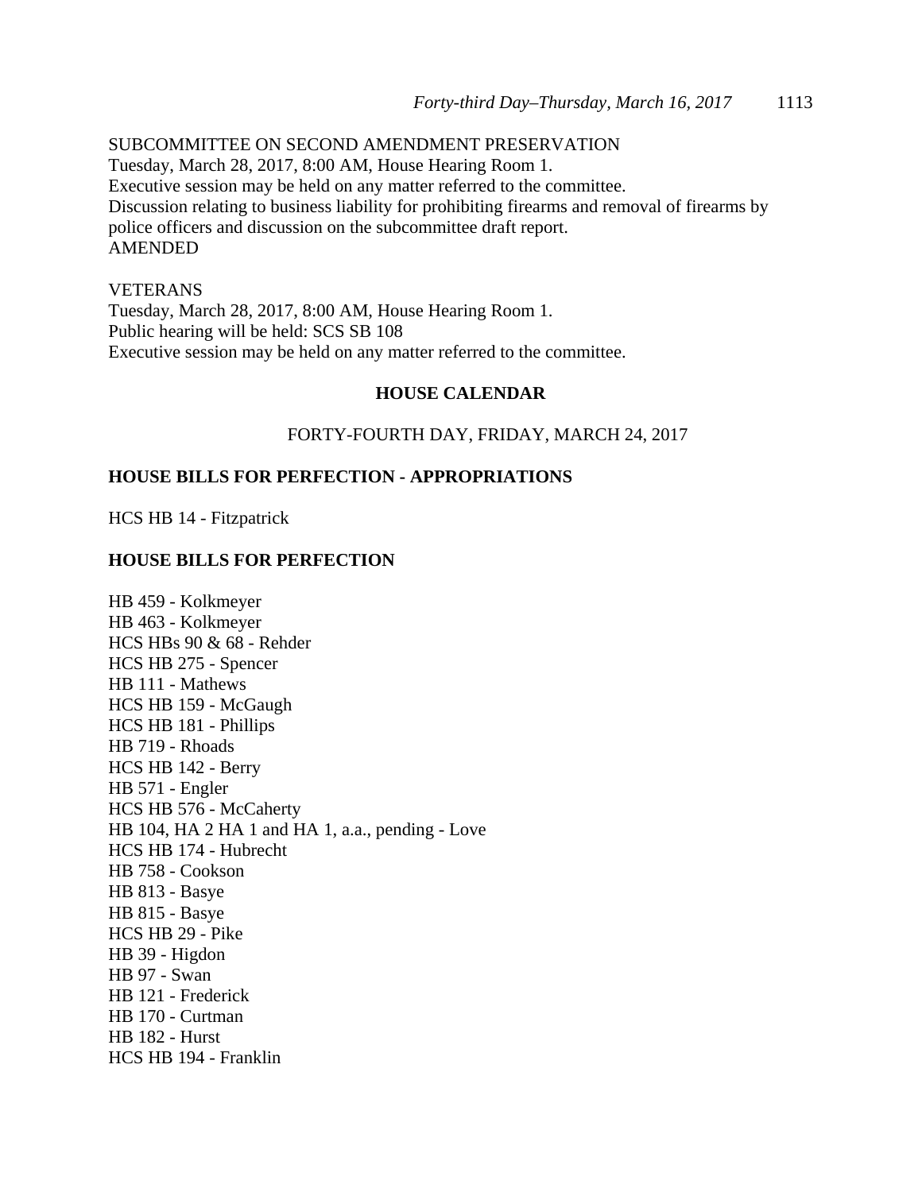SUBCOMMITTEE ON SECOND AMENDMENT PRESERVATION
Tuesday, March 28, 2017, 8:00 AM, House Hearing Room 1.
Executive session may be held on any matter referred to the committee.
Discussion relating to business liability for prohibiting firearms and removal of firearms by police officers and discussion on the subcommittee draft report.
AMENDED

VETERANS
Tuesday, March 28, 2017, 8:00 AM, House Hearing Room 1.
Public hearing will be held: SCS SB 108
Executive session may be held on any matter referred to the committee.

## HOUSE CALENDAR

FORTY-FOURTH DAY, FRIDAY, MARCH 24, 2017

### HOUSE BILLS FOR PERFECTION - APPROPRIATIONS

HCS HB 14 - Fitzpatrick

### HOUSE BILLS FOR PERFECTION

HB 459 - Kolkmeyer
HB 463 - Kolkmeyer
HCS HBs 90 & 68 - Rehder
HCS HB 275 - Spencer
HB 111 - Mathews
HCS HB 159 - McGaugh
HCS HB 181 - Phillips
HB 719 - Rhoads
HCS HB 142 - Berry
HB 571 - Engler
HCS HB 576 - McCaherty
HB 104, HA 2 HA 1 and HA 1, a.a., pending - Love
HCS HB 174 - Hubrecht
HB 758 - Cookson
HB 813 - Basye
HB 815 - Basye
HCS HB 29 - Pike
HB 39 - Higdon
HB 97 - Swan
HB 121 - Frederick
HB 170 - Curtman
HB 182 - Hurst
HCS HB 194 - Franklin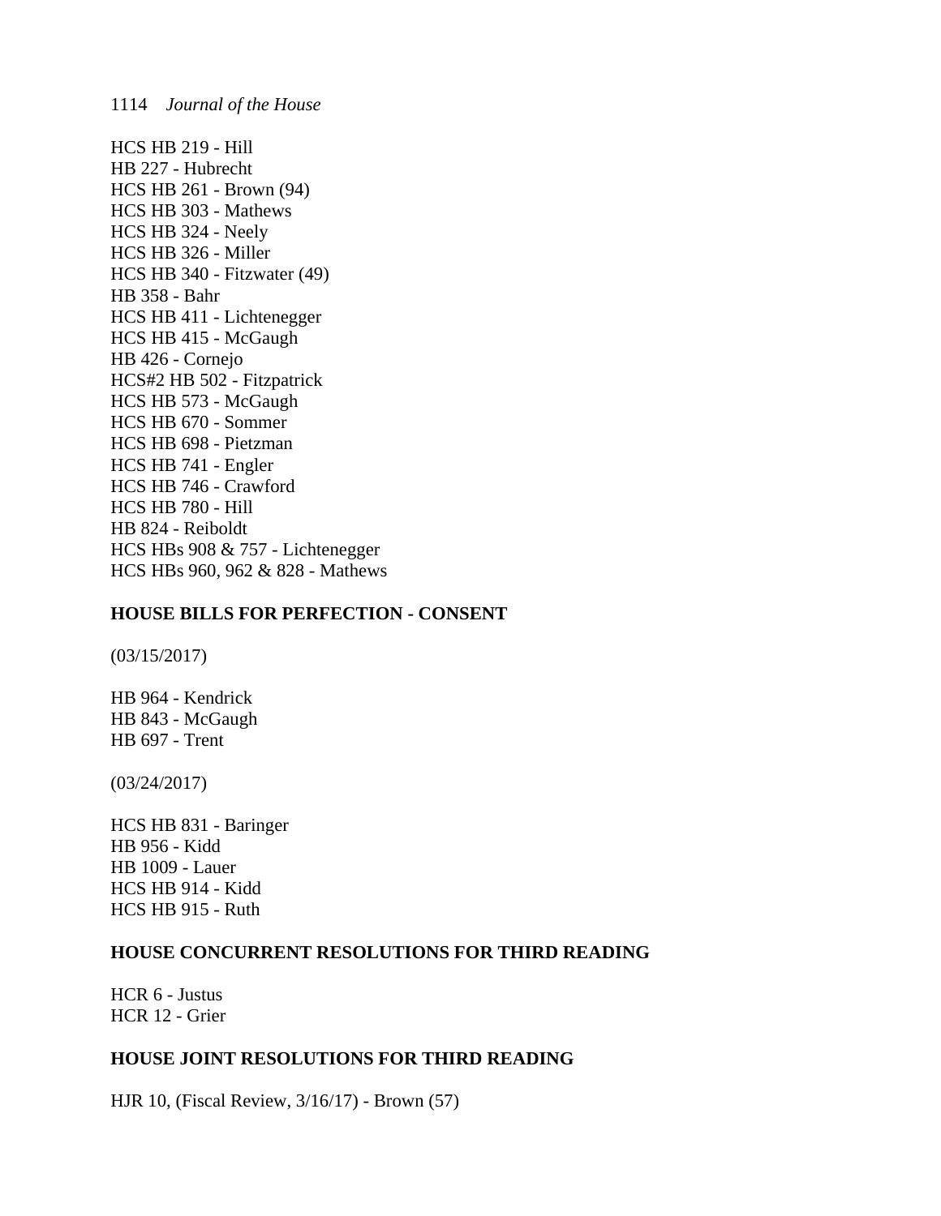HCS HB 219 - Hill
HB 227 - Hubrecht
HCS HB 261 - Brown (94)
HCS HB 303 - Mathews
HCS HB 324 - Neely
HCS HB 326 - Miller
HCS HB 340 - Fitzwater (49)
HB 358 - Bahr
HCS HB 411 - Lichtenegger
HCS HB 415 - McGaugh
HB 426 - Cornejo
HCS#2 HB 502 - Fitzpatrick
HCS HB 573 - McGaugh
HCS HB 670 - Sommer
HCS HB 698 - Pietzman
HCS HB 741 - Engler
HCS HB 746 - Crawford
HCS HB 780 - Hill
HB 824 - Reiboldt
HCS HBs 908 & 757 - Lichtenegger
HCS HBs 960, 962 & 828 - Mathews

**HOUSE BILLS FOR PERFECTION - CONSENT**

(03/15/2017)

HB 964 - Kendrick
HB 843 - McGaugh
HB 697 - Trent

(03/24/2017)

HCS HB 831 - Baringer
HB 956 - Kidd
HB 1009 - Lauer
HCS HB 914 - Kidd
HCS HB 915 - Ruth

**HOUSE CONCURRENT RESOLUTIONS FOR THIRD READING**

HCR 6 - Justus
HCR 12 - Grier

**HOUSE JOINT RESOLUTIONS FOR THIRD READING**

HJR 10, (Fiscal Review, 3/16/17) - Brown (57)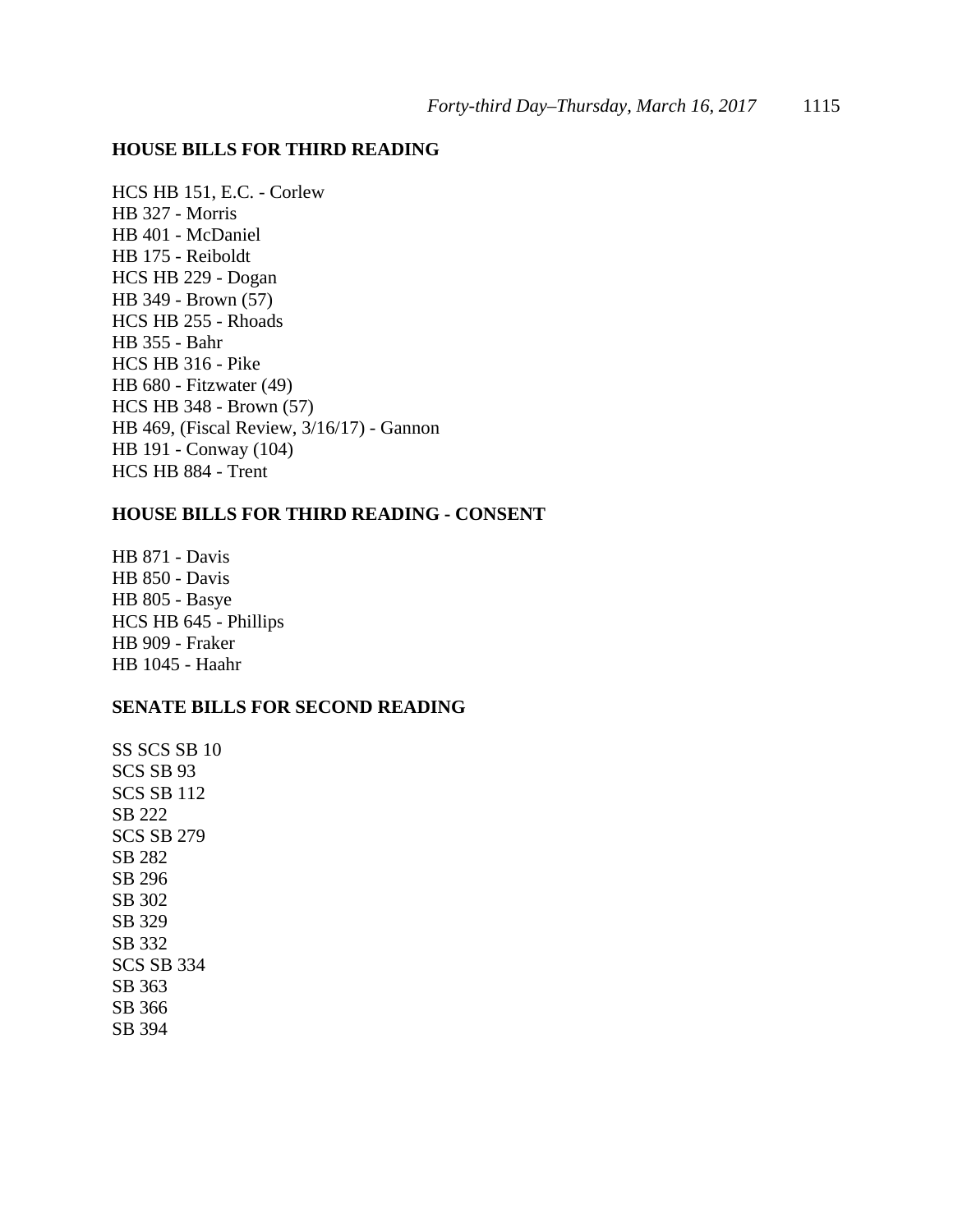**HOUSE BILLS FOR THIRD READING**

HCS HB 151, E.C. - Corlew
HB 327 - Morris
HB 401 - McDaniel
HB 175 - Reiboldt
HCS HB 229 - Dogan
HB 349 - Brown (57)
HCS HB 255 - Rhoads
HB 355 - Bahr
HCS HB 316 - Pike
HB 680 - Fitzwater (49)
HCS HB 348 - Brown (57)
HB 469, (Fiscal Review, 3/16/17) - Gannon
HB 191 - Conway (104)
HCS HB 884 - Trent

**HOUSE BILLS FOR THIRD READING - CONSENT**

HB 871 - Davis
HB 850 - Davis
HB 805 - Basye
HCS HB 645 - Phillips
HB 909 - Fraker
HB 1045 - Haahr

**SENATE BILLS FOR SECOND READING**

SS SCS SB 10
SCS SB 93
SCS SB 112
SB 222
SCS SB 279
SB 282
SB 296
SB 302
SB 329
SB 332
SCS SB 334
SB 363
SB 366
SB 394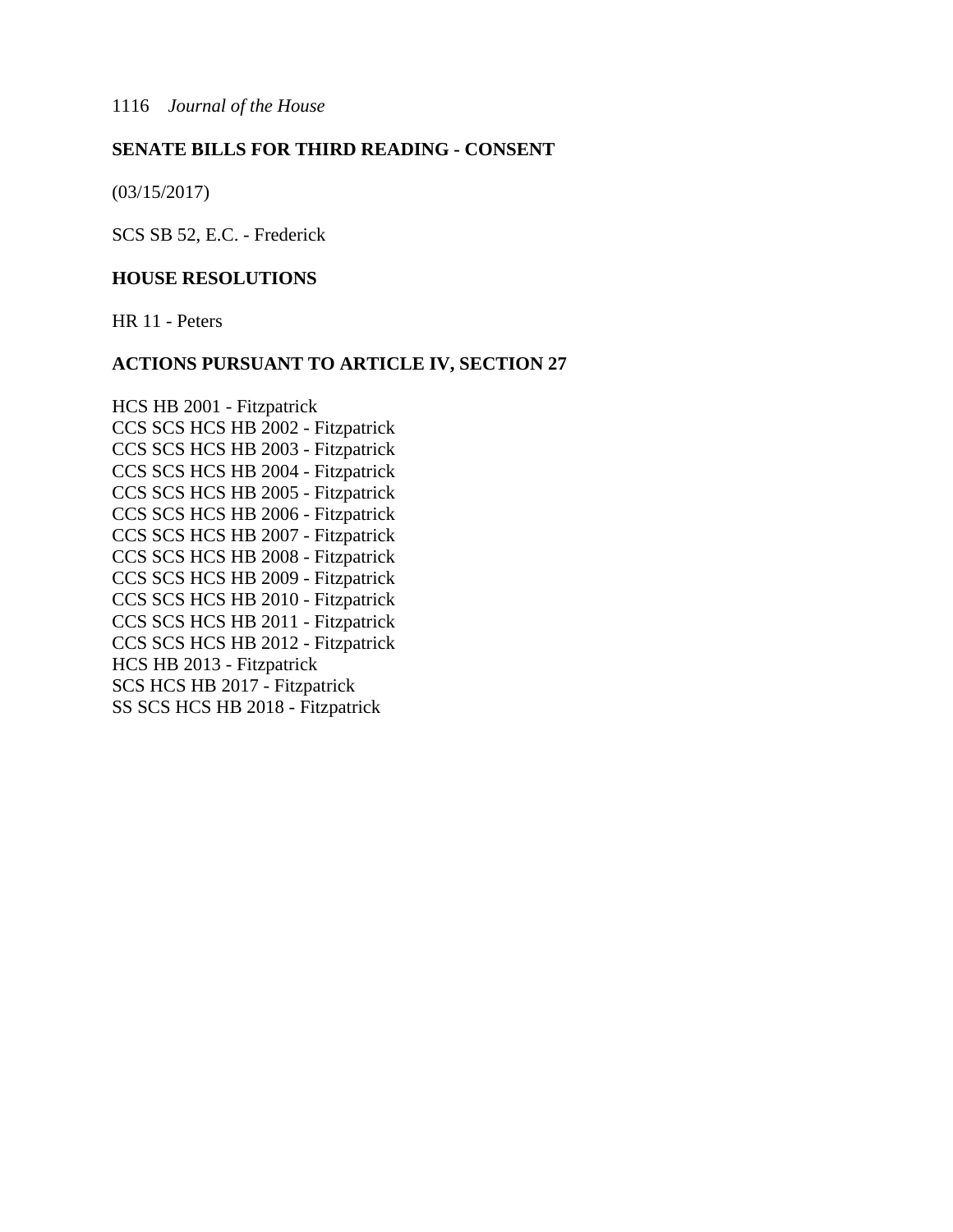**SENATE BILLS FOR THIRD READING - CONSENT**

(03/15/2017)

SCS SB 52, E.C. - Frederick

**HOUSE RESOLUTIONS**

HR 11 - Peters

**ACTIONS PURSUANT TO ARTICLE IV, SECTION 27**

HCS HB 2001 - Fitzpatrick
CCS SCS HCS HB 2002 - Fitzpatrick
CCS SCS HCS HB 2003 - Fitzpatrick
CCS SCS HCS HB 2004 - Fitzpatrick
CCS SCS HCS HB 2005 - Fitzpatrick
CCS SCS HCS HB 2006 - Fitzpatrick
CCS SCS HCS HB 2007 - Fitzpatrick
CCS SCS HCS HB 2008 - Fitzpatrick
CCS SCS HCS HB 2009 - Fitzpatrick
CCS SCS HCS HB 2010 - Fitzpatrick
CCS SCS HCS HB 2011 - Fitzpatrick
CCS SCS HCS HB 2012 - Fitzpatrick
HCS HB 2013 - Fitzpatrick
SCS HCS HB 2017 - Fitzpatrick
SS SCS HCS HB 2018 - Fitzpatrick